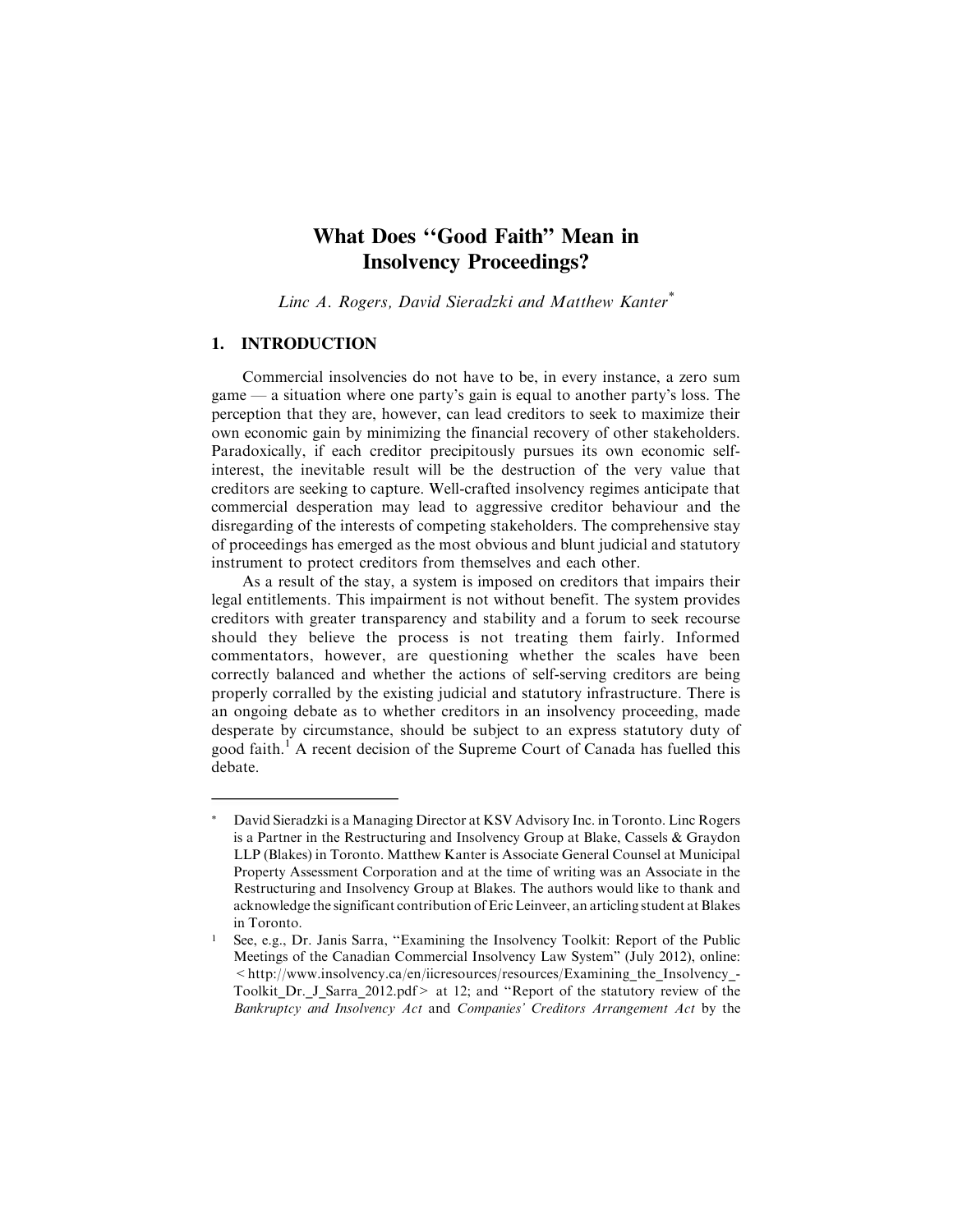# What Does "Good Faith" Mean in Insolvency Proceedings?

*Linc A. Rogers, David Sieradzki and Matthew Kanter*[*]

## 1. INTRODUCTION

Commercial insolvencies do not have to be, in every instance, a zero sum game — a situation where one party's gain is equal to another party's loss. The perception that they are, however, can lead creditors to seek to maximize their own economic gain by minimizing the financial recovery of other stakeholders. Paradoxically, if each creditor precipitously pursues its own economic self-interest, the inevitable result will be the destruction of the very value that creditors are seeking to capture. Well-crafted insolvency regimes anticipate that commercial desperation may lead to aggressive creditor behaviour and the disregarding of the interests of competing stakeholders. The comprehensive stay of proceedings has emerged as the most obvious and blunt judicial and statutory instrument to protect creditors from themselves and each other.

As a result of the stay, a system is imposed on creditors that impairs their legal entitlements. This impairment is not without benefit. The system provides creditors with greater transparency and stability and a forum to seek recourse should they believe the process is not treating them fairly. Informed commentators, however, are questioning whether the scales have been correctly balanced and whether the actions of self-serving creditors are being properly corralled by the existing judicial and statutory infrastructure. There is an ongoing debate as to whether creditors in an insolvency proceeding, made desperate by circumstance, should be subject to an express statutory duty of good faith.[1] A recent decision of the Supreme Court of Canada has fuelled this debate.

---

[*] David Sieradzki is a Managing Director at KSV Advisory Inc. in Toronto. Linc Rogers is a Partner in the Restructuring and Insolvency Group at Blake, Cassels & Graydon LLP (Blakes) in Toronto. Matthew Kanter is Associate General Counsel at Municipal Property Assessment Corporation and at the time of writing was an Associate in the Restructuring and Insolvency Group at Blakes. The authors would like to thank and acknowledge the significant contribution of Eric Leinveer, an articling student at Blakes in Toronto.

[1] See, e.g., Dr. Janis Sarra, "Examining the Insolvency Toolkit: Report of the Public Meetings of the Canadian Commercial Insolvency Law System" (July 2012), online: <http://www.insolvency.ca/en/iicresources/resources/Examining_the_Insolvency_-Toolkit_Dr._J_Sarra_2012.pdf> at 12; and "Report of the statutory review of the *Bankruptcy and Insolvency Act* and *Companies' Creditors Arrangement Act* by the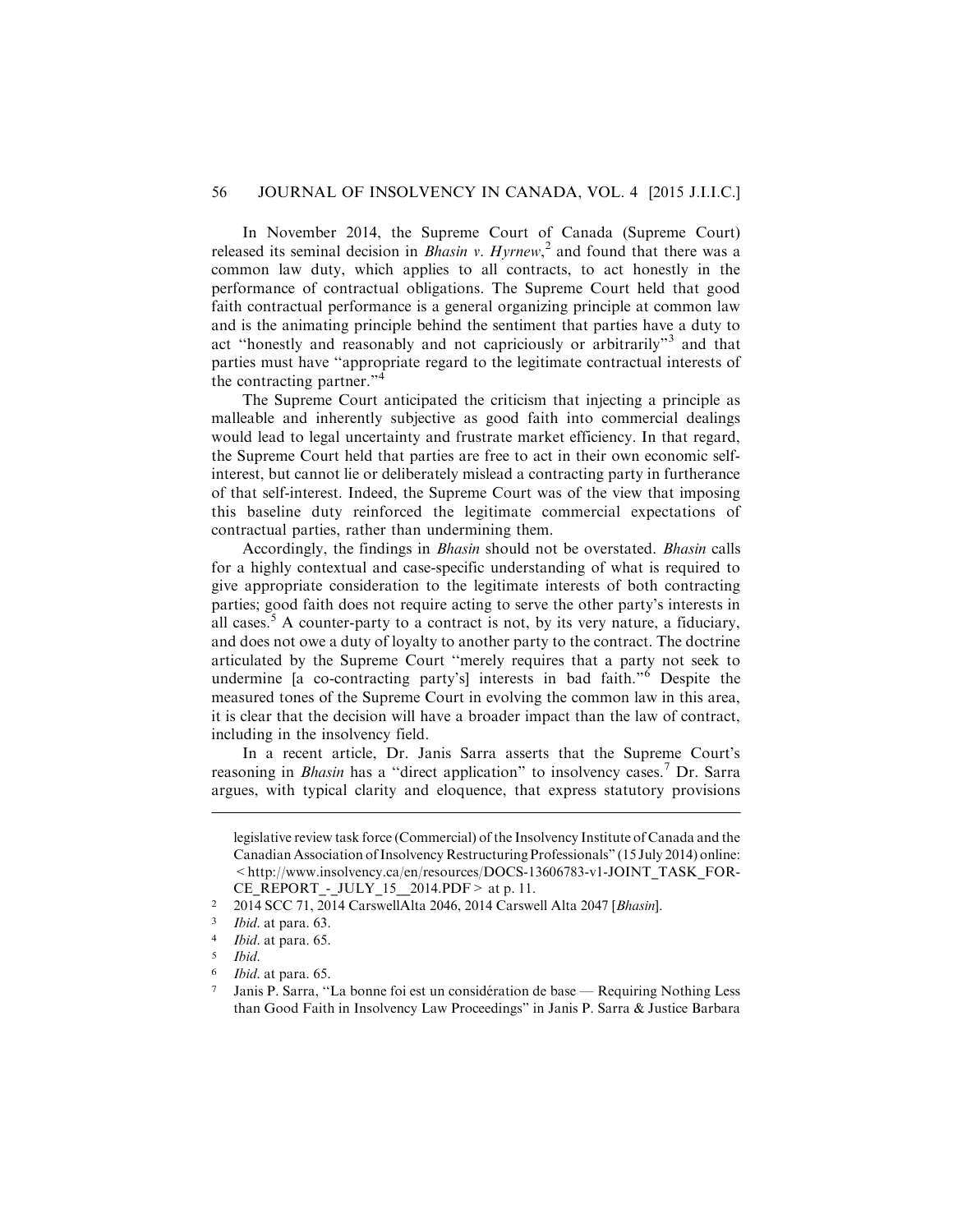In November 2014, the Supreme Court of Canada (Supreme Court) released its seminal decision in *Bhasin v. Hyrnew*,[2] and found that there was a common law duty, which applies to all contracts, to act honestly in the performance of contractual obligations. The Supreme Court held that good faith contractual performance is a general organizing principle at common law and is the animating principle behind the sentiment that parties have a duty to act "honestly and reasonably and not capriciously or arbitrarily"[3] and that parties must have "appropriate regard to the legitimate contractual interests of the contracting partner."[4]

The Supreme Court anticipated the criticism that injecting a principle as malleable and inherently subjective as good faith into commercial dealings would lead to legal uncertainty and frustrate market efficiency. In that regard, the Supreme Court held that parties are free to act in their own economic self-interest, but cannot lie or deliberately mislead a contracting party in furtherance of that self-interest. Indeed, the Supreme Court was of the view that imposing this baseline duty reinforced the legitimate commercial expectations of contractual parties, rather than undermining them.

Accordingly, the findings in *Bhasin* should not be overstated. *Bhasin* calls for a highly contextual and case-specific understanding of what is required to give appropriate consideration to the legitimate interests of both contracting parties; good faith does not require acting to serve the other party's interests in all cases.[5] A counter-party to a contract is not, by its very nature, a fiduciary, and does not owe a duty of loyalty to another party to the contract. The doctrine articulated by the Supreme Court "merely requires that a party not seek to undermine [a co-contracting party's] interests in bad faith."[6] Despite the measured tones of the Supreme Court in evolving the common law in this area, it is clear that the decision will have a broader impact than the law of contract, including in the insolvency field.

In a recent article, Dr. Janis Sarra asserts that the Supreme Court's reasoning in *Bhasin* has a "direct application" to insolvency cases.[7] Dr. Sarra argues, with typical clarity and eloquence, that express statutory provisions

---

legislative review task force (Commercial) of the Insolvency Institute of Canada and the Canadian Association of Insolvency Restructuring Professionals" (15 July 2014) online: <http://www.insolvency.ca/en/resources/DOCS-13606783-v1-JOINT_TASK_FORCE_REPORT_-_JULY_15__2014.PDF> at p. 11.

[2] 2014 SCC 71, 2014 CarswellAlta 2046, 2014 Carswell Alta 2047 [*Bhasin*].

[3] *Ibid.* at para. 63.

[4] *Ibid.* at para. 65.

[5] *Ibid.*

[6] *Ibid.* at para. 65.

[7] Janis P. Sarra, "La bonne foi est un considération de base — Requiring Nothing Less than Good Faith in Insolvency Law Proceedings" in Janis P. Sarra & Justice Barbara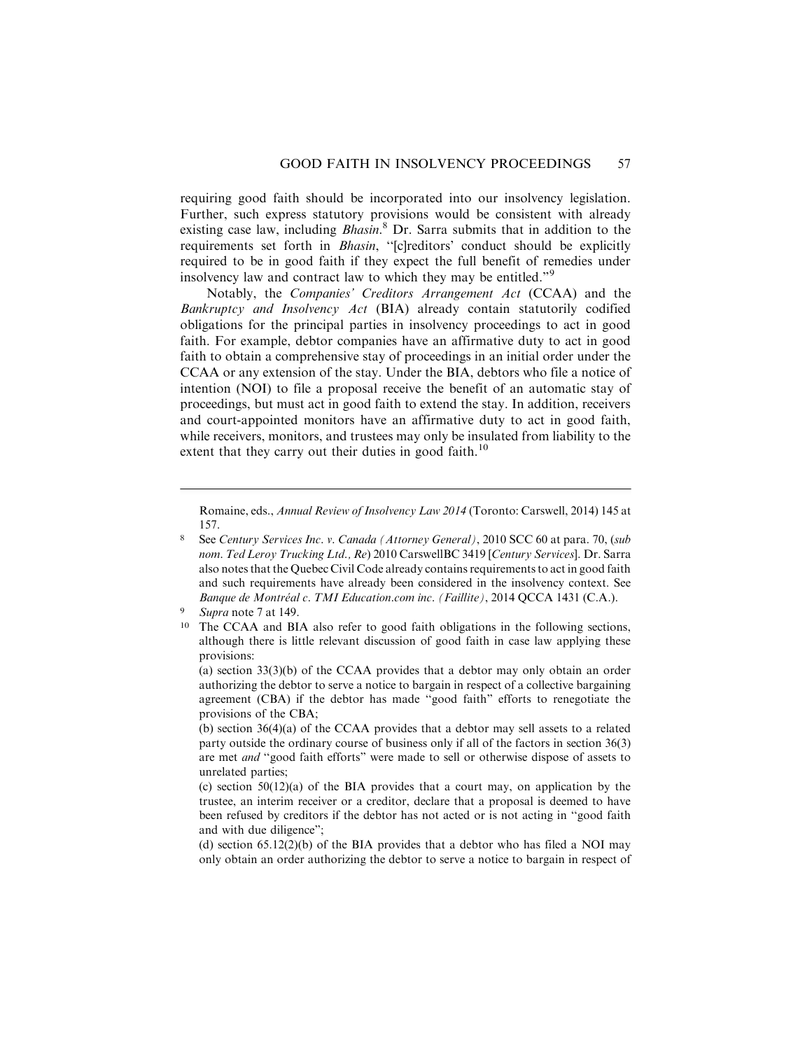requiring good faith should be incorporated into our insolvency legislation. Further, such express statutory provisions would be consistent with already existing case law, including *Bhasin*.[8] Dr. Sarra submits that in addition to the requirements set forth in *Bhasin*, "[c]reditors' conduct should be explicitly required to be in good faith if they expect the full benefit of remedies under insolvency law and contract law to which they may be entitled."[9]

Notably, the *Companies' Creditors Arrangement Act* (CCAA) and the *Bankruptcy and Insolvency Act* (BIA) already contain statutorily codified obligations for the principal parties in insolvency proceedings to act in good faith. For example, debtor companies have an affirmative duty to act in good faith to obtain a comprehensive stay of proceedings in an initial order under the CCAA or any extension of the stay. Under the BIA, debtors who file a notice of intention (NOI) to file a proposal receive the benefit of an automatic stay of proceedings, but must act in good faith to extend the stay. In addition, receivers and court-appointed monitors have an affirmative duty to act in good faith, while receivers, monitors, and trustees may only be insulated from liability to the extent that they carry out their duties in good faith.[10]

---

Romaine, eds., *Annual Review of Insolvency Law 2014* (Toronto: Carswell, 2014) 145 at 157.

[8] See *Century Services Inc. v. Canada (Attorney General)*, 2010 SCC 60 at para. 70, (*sub nom. Ted Leroy Trucking Ltd., Re*) 2010 CarswellBC 3419 [*Century Services*]. Dr. Sarra also notes that the Quebec Civil Code already contains requirements to act in good faith and such requirements have already been considered in the insolvency context. See *Banque de Montréal c. TMI Education.com inc. (Faillite)*, 2014 QCCA 1431 (C.A.).

[9] *Supra* note 7 at 149.

[10] The CCAA and BIA also refer to good faith obligations in the following sections, although there is little relevant discussion of good faith in case law applying these provisions:

(a) section 33(3)(b) of the CCAA provides that a debtor may only obtain an order authorizing the debtor to serve a notice to bargain in respect of a collective bargaining agreement (CBA) if the debtor has made "good faith" efforts to renegotiate the provisions of the CBA;

(b) section 36(4)(a) of the CCAA provides that a debtor may sell assets to a related party outside the ordinary course of business only if all of the factors in section 36(3) are met *and* "good faith efforts" were made to sell or otherwise dispose of assets to unrelated parties;

(c) section 50(12)(a) of the BIA provides that a court may, on application by the trustee, an interim receiver or a creditor, declare that a proposal is deemed to have been refused by creditors if the debtor has not acted or is not acting in "good faith and with due diligence";

(d) section 65.12(2)(b) of the BIA provides that a debtor who has filed a NOI may only obtain an order authorizing the debtor to serve a notice to bargain in respect of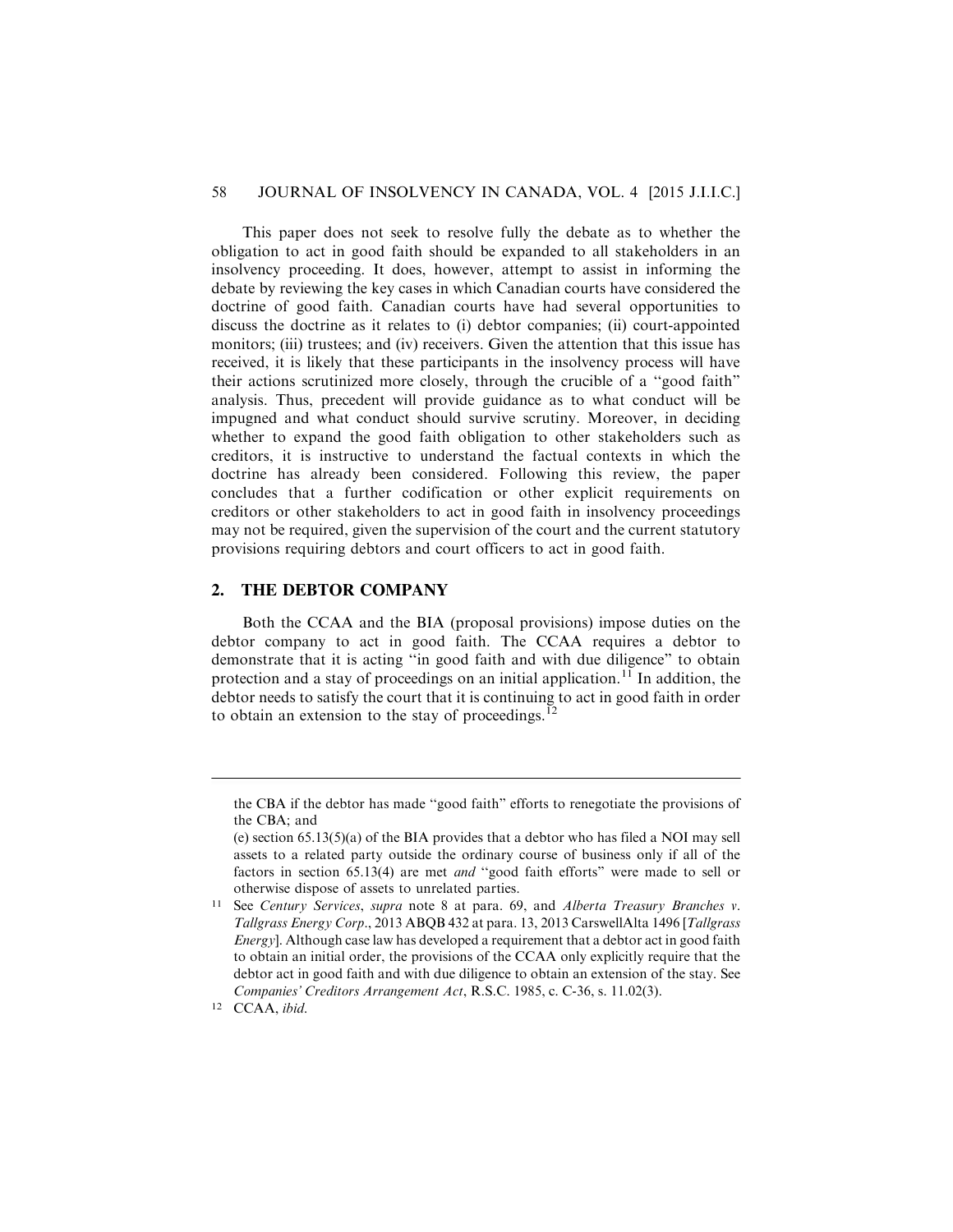This paper does not seek to resolve fully the debate as to whether the obligation to act in good faith should be expanded to all stakeholders in an insolvency proceeding. It does, however, attempt to assist in informing the debate by reviewing the key cases in which Canadian courts have considered the doctrine of good faith. Canadian courts have had several opportunities to discuss the doctrine as it relates to (i) debtor companies; (ii) court-appointed monitors; (iii) trustees; and (iv) receivers. Given the attention that this issue has received, it is likely that these participants in the insolvency process will have their actions scrutinized more closely, through the crucible of a "good faith" analysis. Thus, precedent will provide guidance as to what conduct will be impugned and what conduct should survive scrutiny. Moreover, in deciding whether to expand the good faith obligation to other stakeholders such as creditors, it is instructive to understand the factual contexts in which the doctrine has already been considered. Following this review, the paper concludes that a further codification or other explicit requirements on creditors or other stakeholders to act in good faith in insolvency proceedings may not be required, given the supervision of the court and the current statutory provisions requiring debtors and court officers to act in good faith.

## 2. THE DEBTOR COMPANY

Both the CCAA and the BIA (proposal provisions) impose duties on the debtor company to act in good faith. The CCAA requires a debtor to demonstrate that it is acting "in good faith and with due diligence" to obtain protection and a stay of proceedings on an initial application.[11] In addition, the debtor needs to satisfy the court that it is continuing to act in good faith in order to obtain an extension to the stay of proceedings.[12]

---

the CBA if the debtor has made "good faith" efforts to renegotiate the provisions of the CBA; and

(e) section 65.13(5)(a) of the BIA provides that a debtor who has filed a NOI may sell assets to a related party outside the ordinary course of business only if all of the factors in section 65.13(4) are met *and* "good faith efforts" were made to sell or otherwise dispose of assets to unrelated parties.

[11] See *Century Services*, *supra* note 8 at para. 69, and *Alberta Treasury Branches v. Tallgrass Energy Corp.*, 2013 ABQB 432 at para. 13, 2013 CarswellAlta 1496 [*Tallgrass Energy*]. Although case law has developed a requirement that a debtor act in good faith to obtain an initial order, the provisions of the CCAA only explicitly require that the debtor act in good faith and with due diligence to obtain an extension of the stay. See *Companies' Creditors Arrangement Act*, R.S.C. 1985, c. C-36, s. 11.02(3).

[12] CCAA, *ibid.*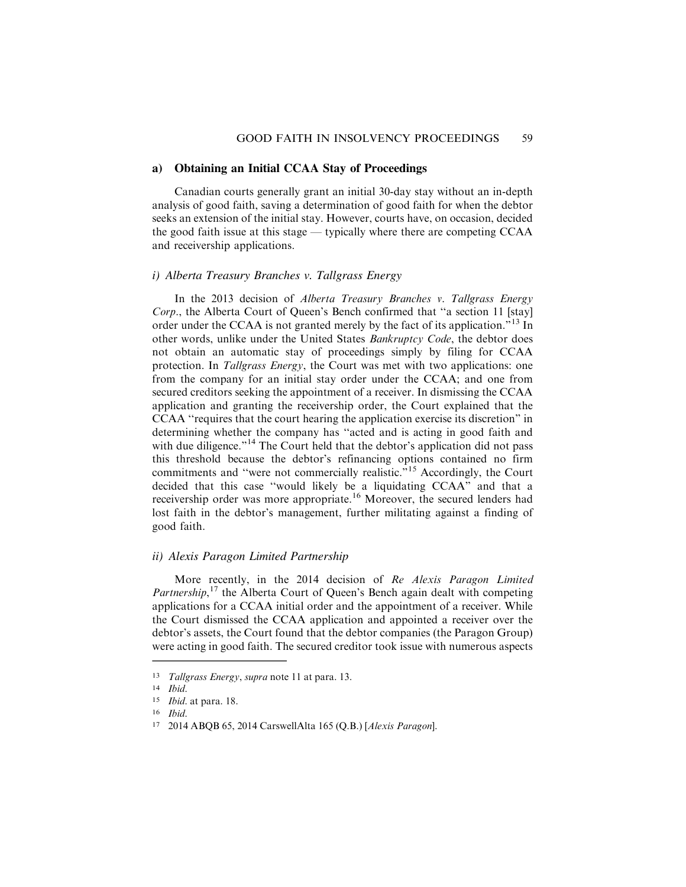### a) Obtaining an Initial CCAA Stay of Proceedings

Canadian courts generally grant an initial 30-day stay without an in-depth analysis of good faith, saving a determination of good faith for when the debtor seeks an extension of the initial stay. However, courts have, on occasion, decided the good faith issue at this stage — typically where there are competing CCAA and receivership applications.

#### *i) Alberta Treasury Branches v. Tallgrass Energy*

In the 2013 decision of *Alberta Treasury Branches v. Tallgrass Energy Corp.*, the Alberta Court of Queen's Bench confirmed that "a section 11 [stay] order under the CCAA is not granted merely by the fact of its application."[13] In other words, unlike under the United States *Bankruptcy Code*, the debtor does not obtain an automatic stay of proceedings simply by filing for CCAA protection. In *Tallgrass Energy*, the Court was met with two applications: one from the company for an initial stay order under the CCAA; and one from secured creditors seeking the appointment of a receiver. In dismissing the CCAA application and granting the receivership order, the Court explained that the CCAA "requires that the court hearing the application exercise its discretion" in determining whether the company has "acted and is acting in good faith and with due diligence."[14] The Court held that the debtor's application did not pass this threshold because the debtor's refinancing options contained no firm commitments and "were not commercially realistic."[15] Accordingly, the Court decided that this case "would likely be a liquidating CCAA" and that a receivership order was more appropriate.[16] Moreover, the secured lenders had lost faith in the debtor's management, further militating against a finding of good faith.

#### *ii) Alexis Paragon Limited Partnership*

More recently, in the 2014 decision of *Re Alexis Paragon Limited Partnership*,[17] the Alberta Court of Queen's Bench again dealt with competing applications for a CCAA initial order and the appointment of a receiver. While the Court dismissed the CCAA application and appointed a receiver over the debtor's assets, the Court found that the debtor companies (the Paragon Group) were acting in good faith. The secured creditor took issue with numerous aspects

---

13 *Tallgrass Energy*, *supra* note 11 at para. 13.

14 *Ibid.*

15 *Ibid.* at para. 18.

16 *Ibid.*

17 2014 ABQB 65, 2014 CarswellAlta 165 (Q.B.) [*Alexis Paragon*].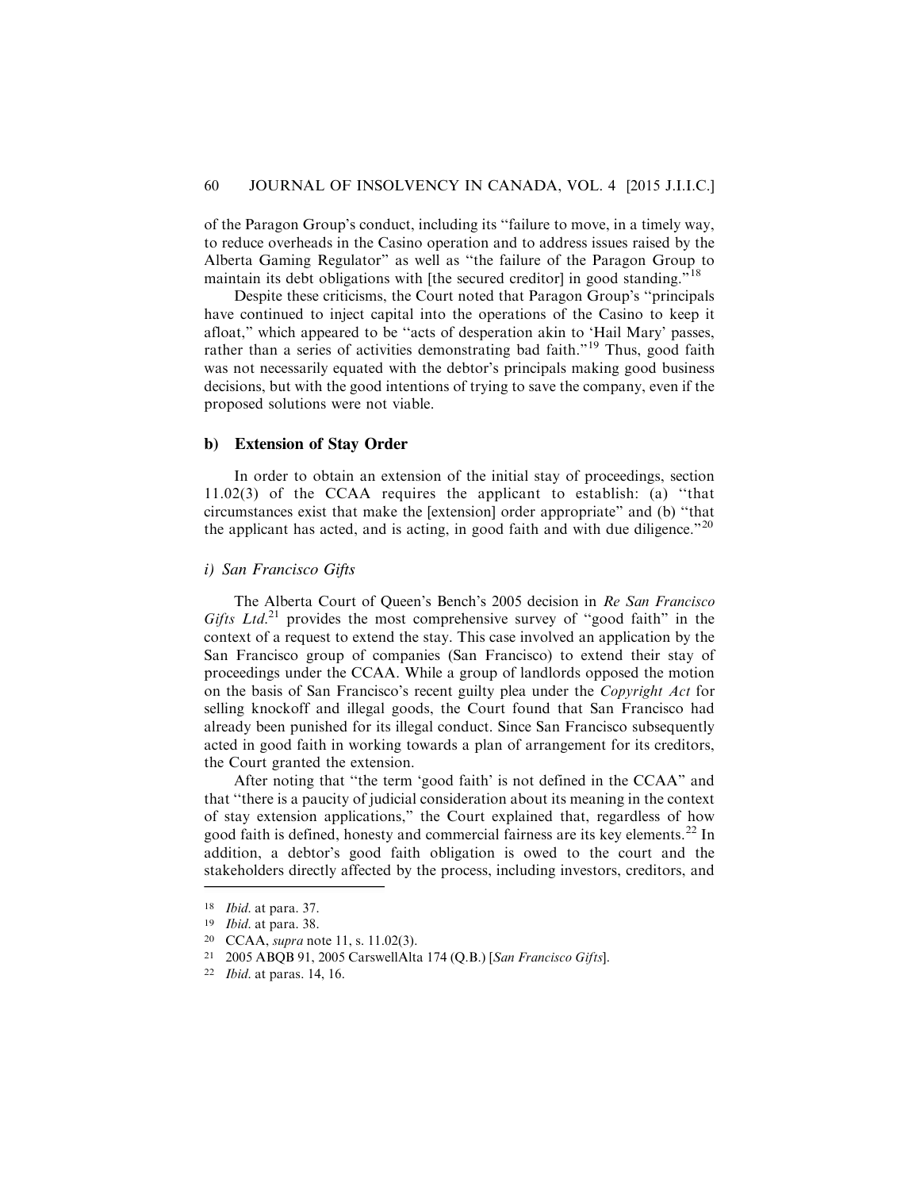of the Paragon Group's conduct, including its "failure to move, in a timely way, to reduce overheads in the Casino operation and to address issues raised by the Alberta Gaming Regulator" as well as "the failure of the Paragon Group to maintain its debt obligations with [the secured creditor] in good standing."[18]

Despite these criticisms, the Court noted that Paragon Group's "principals have continued to inject capital into the operations of the Casino to keep it afloat," which appeared to be "acts of desperation akin to 'Hail Mary' passes, rather than a series of activities demonstrating bad faith."[19] Thus, good faith was not necessarily equated with the debtor's principals making good business decisions, but with the good intentions of trying to save the company, even if the proposed solutions were not viable.

### b) Extension of Stay Order

In order to obtain an extension of the initial stay of proceedings, section 11.02(3) of the CCAA requires the applicant to establish: (a) "that circumstances exist that make the [extension] order appropriate" and (b) "that the applicant has acted, and is acting, in good faith and with due diligence."[20]

#### *i) San Francisco Gifts*

The Alberta Court of Queen's Bench's 2005 decision in *Re San Francisco Gifts Ltd.*[21] provides the most comprehensive survey of "good faith" in the context of a request to extend the stay. This case involved an application by the San Francisco group of companies (San Francisco) to extend their stay of proceedings under the CCAA. While a group of landlords opposed the motion on the basis of San Francisco's recent guilty plea under the *Copyright Act* for selling knockoff and illegal goods, the Court found that San Francisco had already been punished for its illegal conduct. Since San Francisco subsequently acted in good faith in working towards a plan of arrangement for its creditors, the Court granted the extension.

After noting that "the term 'good faith' is not defined in the CCAA" and that "there is a paucity of judicial consideration about its meaning in the context of stay extension applications," the Court explained that, regardless of how good faith is defined, honesty and commercial fairness are its key elements.[22] In addition, a debtor's good faith obligation is owed to the court and the stakeholders directly affected by the process, including investors, creditors, and

---

[18] *Ibid.* at para. 37.

[19] *Ibid.* at para. 38.

[20] CCAA, *supra* note 11, s. 11.02(3).

[21] 2005 ABQB 91, 2005 CarswellAlta 174 (Q.B.) [*San Francisco Gifts*].

[22] *Ibid.* at paras. 14, 16.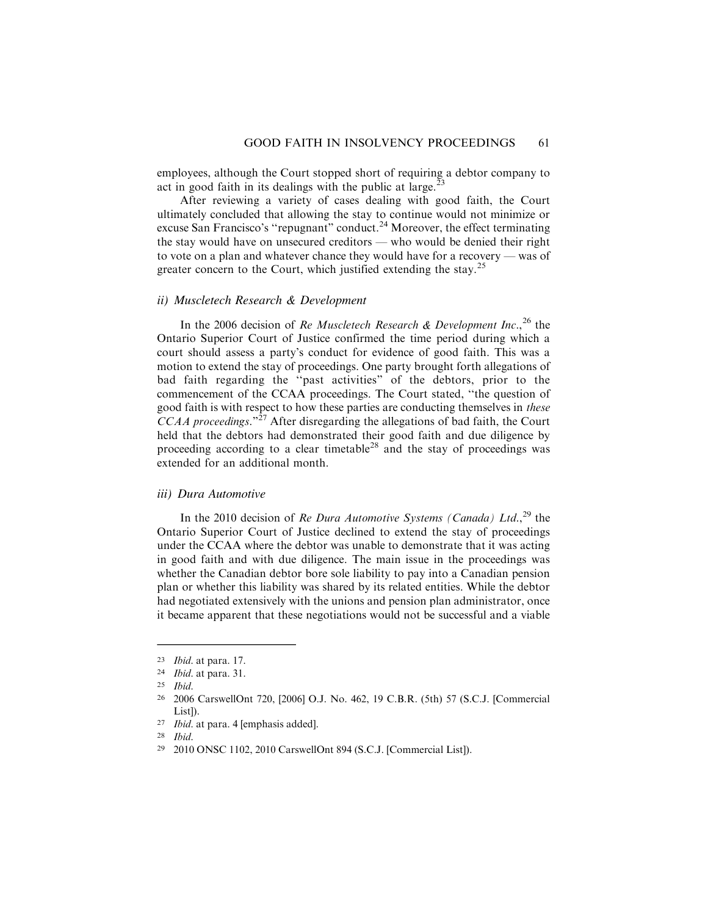employees, although the Court stopped short of requiring a debtor company to act in good faith in its dealings with the public at large.[23]

After reviewing a variety of cases dealing with good faith, the Court ultimately concluded that allowing the stay to continue would not minimize or excuse San Francisco's "repugnant" conduct.[24] Moreover, the effect terminating the stay would have on unsecured creditors — who would be denied their right to vote on a plan and whatever chance they would have for a recovery — was of greater concern to the Court, which justified extending the stay.[25]

### *ii) Muscletech Research & Development*

In the 2006 decision of *Re Muscletech Research & Development Inc.*,[26] the Ontario Superior Court of Justice confirmed the time period during which a court should assess a party's conduct for evidence of good faith. This was a motion to extend the stay of proceedings. One party brought forth allegations of bad faith regarding the "past activities" of the debtors, prior to the commencement of the CCAA proceedings. The Court stated, "the question of good faith is with respect to how these parties are conducting themselves in *these CCAA proceedings*."[27] After disregarding the allegations of bad faith, the Court held that the debtors had demonstrated their good faith and due diligence by proceeding according to a clear timetable[28] and the stay of proceedings was extended for an additional month.

### *iii) Dura Automotive*

In the 2010 decision of *Re Dura Automotive Systems (Canada) Ltd.*,[29] the Ontario Superior Court of Justice declined to extend the stay of proceedings under the CCAA where the debtor was unable to demonstrate that it was acting in good faith and with due diligence. The main issue in the proceedings was whether the Canadian debtor bore sole liability to pay into a Canadian pension plan or whether this liability was shared by its related entities. While the debtor had negotiated extensively with the unions and pension plan administrator, once it became apparent that these negotiations would not be successful and a viable

---

23 *Ibid.* at para. 17.

24 *Ibid.* at para. 31.

25 *Ibid.*

26 2006 CarswellOnt 720, [2006] O.J. No. 462, 19 C.B.R. (5th) 57 (S.C.J. [Commercial List]).

27 *Ibid.* at para. 4 [emphasis added].

28 *Ibid.*

29 2010 ONSC 1102, 2010 CarswellOnt 894 (S.C.J. [Commercial List]).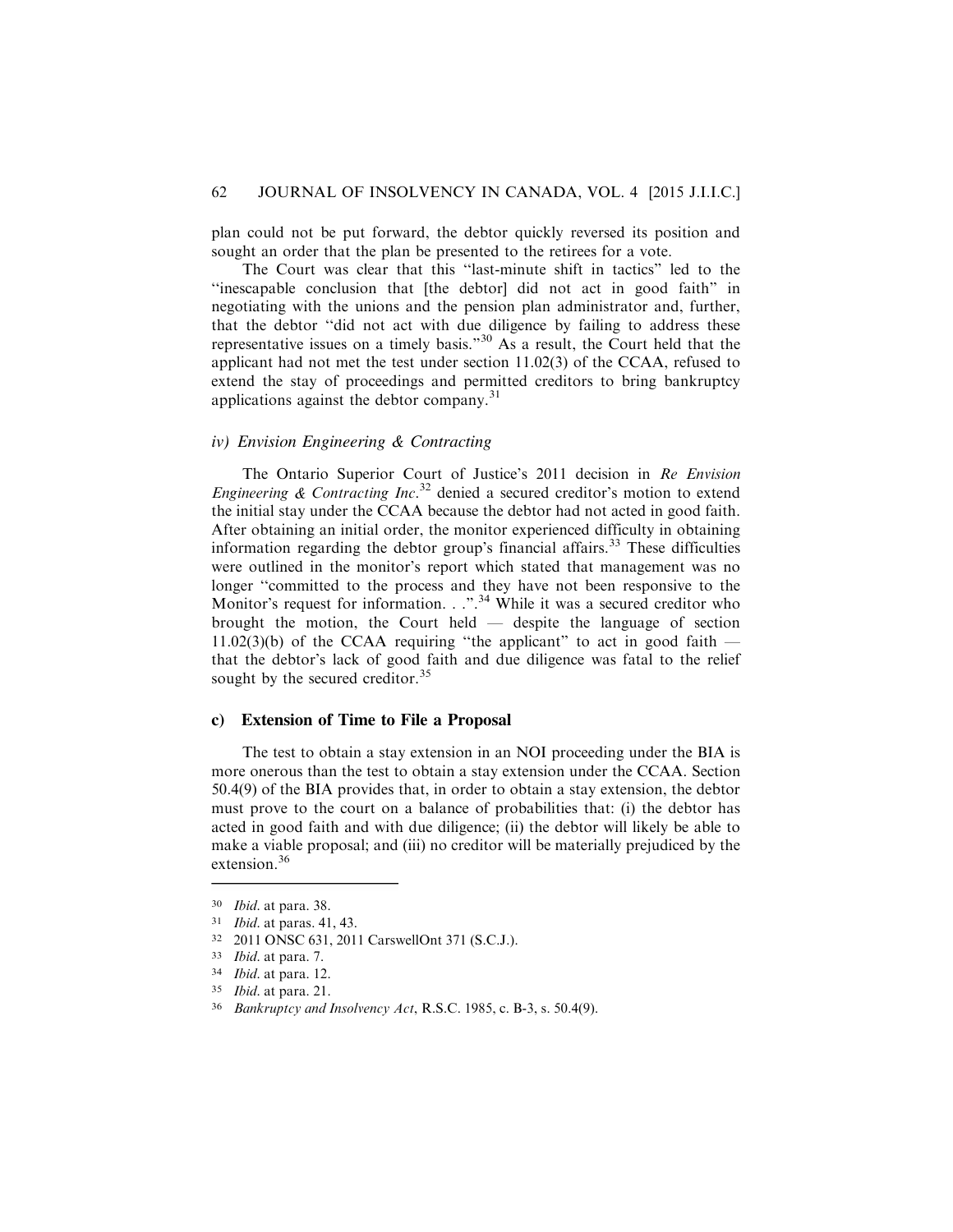plan could not be put forward, the debtor quickly reversed its position and sought an order that the plan be presented to the retirees for a vote.

The Court was clear that this "last-minute shift in tactics" led to the "inescapable conclusion that [the debtor] did not act in good faith" in negotiating with the unions and the pension plan administrator and, further, that the debtor "did not act with due diligence by failing to address these representative issues on a timely basis."[30] As a result, the Court held that the applicant had not met the test under section 11.02(3) of the CCAA, refused to extend the stay of proceedings and permitted creditors to bring bankruptcy applications against the debtor company.[31]

#### *iv) Envision Engineering & Contracting*

The Ontario Superior Court of Justice's 2011 decision in *Re Envision Engineering & Contracting Inc*.[32] denied a secured creditor's motion to extend the initial stay under the CCAA because the debtor had not acted in good faith. After obtaining an initial order, the monitor experienced difficulty in obtaining information regarding the debtor group's financial affairs.[33] These difficulties were outlined in the monitor's report which stated that management was no longer "committed to the process and they have not been responsive to the Monitor's request for information. . .".[34] While it was a secured creditor who brought the motion, the Court held — despite the language of section 11.02(3)(b) of the CCAA requiring "the applicant" to act in good faith — that the debtor's lack of good faith and due diligence was fatal to the relief sought by the secured creditor.[35]

### c) Extension of Time to File a Proposal

The test to obtain a stay extension in an NOI proceeding under the BIA is more onerous than the test to obtain a stay extension under the CCAA. Section 50.4(9) of the BIA provides that, in order to obtain a stay extension, the debtor must prove to the court on a balance of probabilities that: (i) the debtor has acted in good faith and with due diligence; (ii) the debtor will likely be able to make a viable proposal; and (iii) no creditor will be materially prejudiced by the extension.[36]

---

30 *Ibid*. at para. 38.

31 *Ibid*. at paras. 41, 43.

32 2011 ONSC 631, 2011 CarswellOnt 371 (S.C.J.).

33 *Ibid*. at para. 7.

34 *Ibid*. at para. 12.

35 *Ibid*. at para. 21.

36 *Bankruptcy and Insolvency Act*, R.S.C. 1985, c. B-3, s. 50.4(9).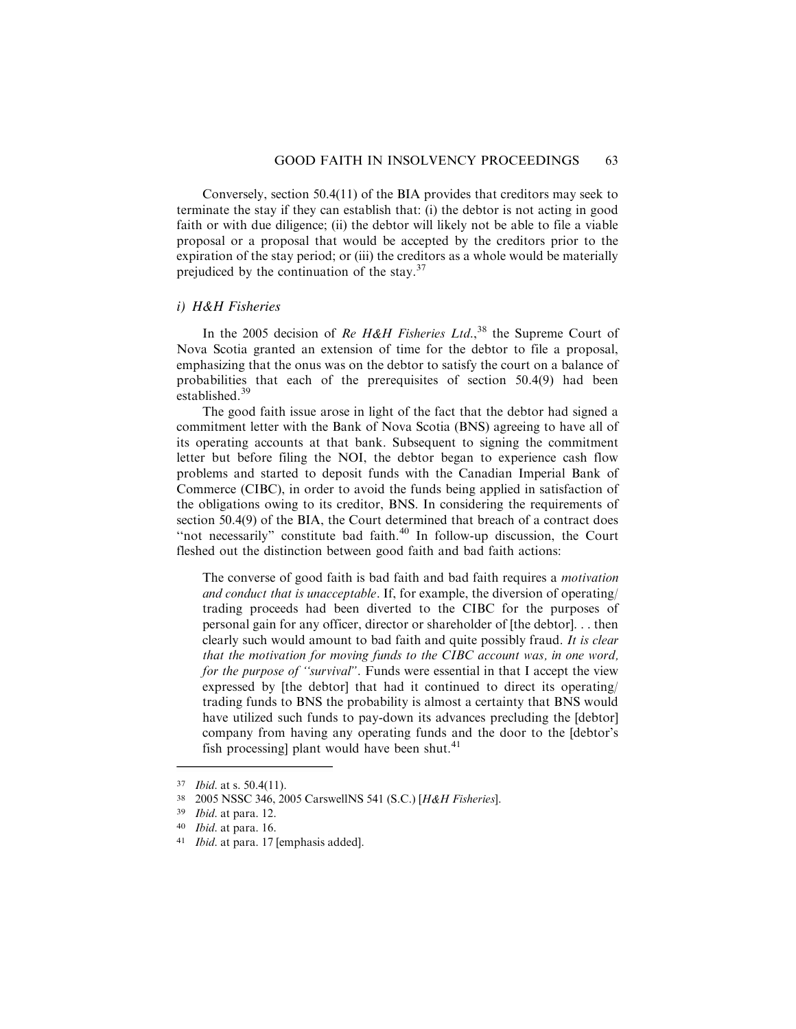Conversely, section 50.4(11) of the BIA provides that creditors may seek to terminate the stay if they can establish that: (i) the debtor is not acting in good faith or with due diligence; (ii) the debtor will likely not be able to file a viable proposal or a proposal that would be accepted by the creditors prior to the expiration of the stay period; or (iii) the creditors as a whole would be materially prejudiced by the continuation of the stay.[37]

### *i) H&H Fisheries*

In the 2005 decision of *Re H&H Fisheries Ltd.*,[38] the Supreme Court of Nova Scotia granted an extension of time for the debtor to file a proposal, emphasizing that the onus was on the debtor to satisfy the court on a balance of probabilities that each of the prerequisites of section 50.4(9) had been established.[39]

The good faith issue arose in light of the fact that the debtor had signed a commitment letter with the Bank of Nova Scotia (BNS) agreeing to have all of its operating accounts at that bank. Subsequent to signing the commitment letter but before filing the NOI, the debtor began to experience cash flow problems and started to deposit funds with the Canadian Imperial Bank of Commerce (CIBC), in order to avoid the funds being applied in satisfaction of the obligations owing to its creditor, BNS. In considering the requirements of section 50.4(9) of the BIA, the Court determined that breach of a contract does "not necessarily" constitute bad faith.[40] In follow-up discussion, the Court fleshed out the distinction between good faith and bad faith actions:

> The converse of good faith is bad faith and bad faith requires a *motivation and conduct that is unacceptable*. If, for example, the diversion of operating/trading proceeds had been diverted to the CIBC for the purposes of personal gain for any officer, director or shareholder of [the debtor]. . . then clearly such would amount to bad faith and quite possibly fraud. *It is clear that the motivation for moving funds to the CIBC account was, in one word, for the purpose of "survival"*. Funds were essential in that I accept the view expressed by [the debtor] that had it continued to direct its operating/trading funds to BNS the probability is almost a certainty that BNS would have utilized such funds to pay-down its advances precluding the [debtor] company from having any operating funds and the door to the [debtor's fish processing] plant would have been shut.[41]

---

37 *Ibid.* at s. 50.4(11).

38 2005 NSSC 346, 2005 CarswellNS 541 (S.C.) [*H&H Fisheries*].

39 *Ibid.* at para. 12.

40 *Ibid.* at para. 16.

41 *Ibid.* at para. 17 [emphasis added].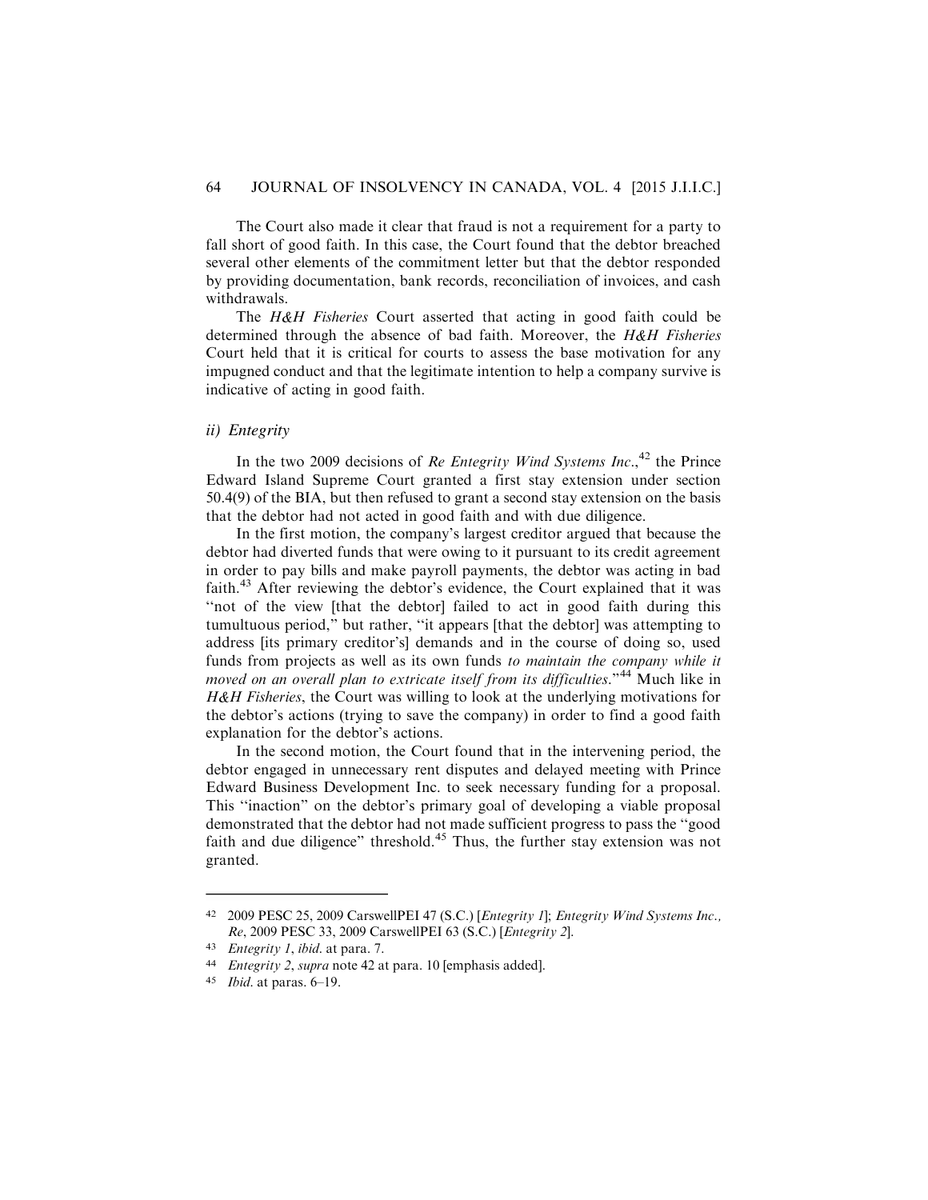The Court also made it clear that fraud is not a requirement for a party to fall short of good faith. In this case, the Court found that the debtor breached several other elements of the commitment letter but that the debtor responded by providing documentation, bank records, reconciliation of invoices, and cash withdrawals.

The *H&H Fisheries* Court asserted that acting in good faith could be determined through the absence of bad faith. Moreover, the *H&H Fisheries* Court held that it is critical for courts to assess the base motivation for any impugned conduct and that the legitimate intention to help a company survive is indicative of acting in good faith.

### *ii) Entegrity*

In the two 2009 decisions of *Re Entegrity Wind Systems Inc.*,[42] the Prince Edward Island Supreme Court granted a first stay extension under section 50.4(9) of the BIA, but then refused to grant a second stay extension on the basis that the debtor had not acted in good faith and with due diligence.

In the first motion, the company's largest creditor argued that because the debtor had diverted funds that were owing to it pursuant to its credit agreement in order to pay bills and make payroll payments, the debtor was acting in bad faith.[43] After reviewing the debtor's evidence, the Court explained that it was "not of the view [that the debtor] failed to act in good faith during this tumultuous period," but rather, "it appears [that the debtor] was attempting to address [its primary creditor's] demands and in the course of doing so, used funds from projects as well as its own funds *to maintain the company while it moved on an overall plan to extricate itself from its difficulties*."[44] Much like in *H&H Fisheries*, the Court was willing to look at the underlying motivations for the debtor's actions (trying to save the company) in order to find a good faith explanation for the debtor's actions.

In the second motion, the Court found that in the intervening period, the debtor engaged in unnecessary rent disputes and delayed meeting with Prince Edward Business Development Inc. to seek necessary funding for a proposal. This "inaction" on the debtor's primary goal of developing a viable proposal demonstrated that the debtor had not made sufficient progress to pass the "good faith and due diligence" threshold.[45] Thus, the further stay extension was not granted.

---

42 2009 PESC 25, 2009 CarswellPEI 47 (S.C.) [*Entegrity 1*]; *Entegrity Wind Systems Inc., Re*, 2009 PESC 33, 2009 CarswellPEI 63 (S.C.) [*Entegrity 2*].

43 *Entegrity 1*, *ibid.* at para. 7.

44 *Entegrity 2*, *supra* note 42 at para. 10 [emphasis added].

45 *Ibid.* at paras. 6–19.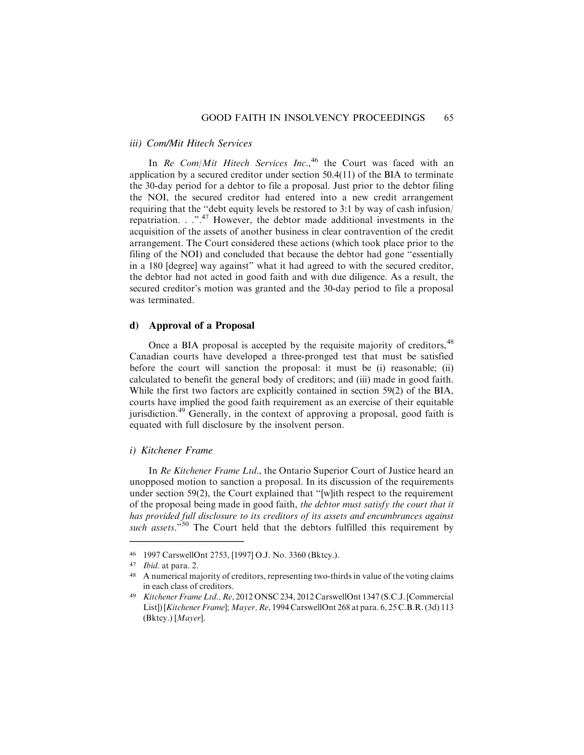#### iii) Com/Mit Hitech Services

In *Re Com/Mit Hitech Services Inc.*,[46] the Court was faced with an application by a secured creditor under section 50.4(11) of the BIA to terminate the 30-day period for a debtor to file a proposal. Just prior to the debtor filing the NOI, the secured creditor had entered into a new credit arrangement requiring that the "debt equity levels be restored to 3:1 by way of cash infusion/ repatriation. . .".[47] However, the debtor made additional investments in the acquisition of the assets of another business in clear contravention of the credit arrangement. The Court considered these actions (which took place prior to the filing of the NOI) and concluded that because the debtor had gone "essentially in a 180 [degree] way against" what it had agreed to with the secured creditor, the debtor had not acted in good faith and with due diligence. As a result, the secured creditor's motion was granted and the 30-day period to file a proposal was terminated.

### d) Approval of a Proposal

Once a BIA proposal is accepted by the requisite majority of creditors,[48] Canadian courts have developed a three-pronged test that must be satisfied before the court will sanction the proposal: it must be (i) reasonable; (ii) calculated to benefit the general body of creditors; and (iii) made in good faith. While the first two factors are explicitly contained in section 59(2) of the BIA, courts have implied the good faith requirement as an exercise of their equitable jurisdiction.[49] Generally, in the context of approving a proposal, good faith is equated with full disclosure by the insolvent person.

#### i) Kitchener Frame

In *Re Kitchener Frame Ltd.*, the Ontario Superior Court of Justice heard an unopposed motion to sanction a proposal. In its discussion of the requirements under section 59(2), the Court explained that "[w]ith respect to the requirement of the proposal being made in good faith, *the debtor must satisfy the court that it has provided full disclosure to its creditors of its assets and encumbrances against such assets*."[50] The Court held that the debtors fulfilled this requirement by

---

[46] 1997 CarswellOnt 2753, [1997] O.J. No. 3360 (Bktcy.).

[47] *Ibid.* at para. 2.

[48] A numerical majority of creditors, representing two-thirds in value of the voting claims in each class of creditors.

[49] *Kitchener Frame Ltd., Re*, 2012 ONSC 234, 2012 CarswellOnt 1347 (S.C.J. [Commercial List]) [*Kitchener Frame*]; *Mayer, Re*, 1994 CarswellOnt 268 at para. 6, 25 C.B.R. (3d) 113 (Bktcy.) [*Mayer*].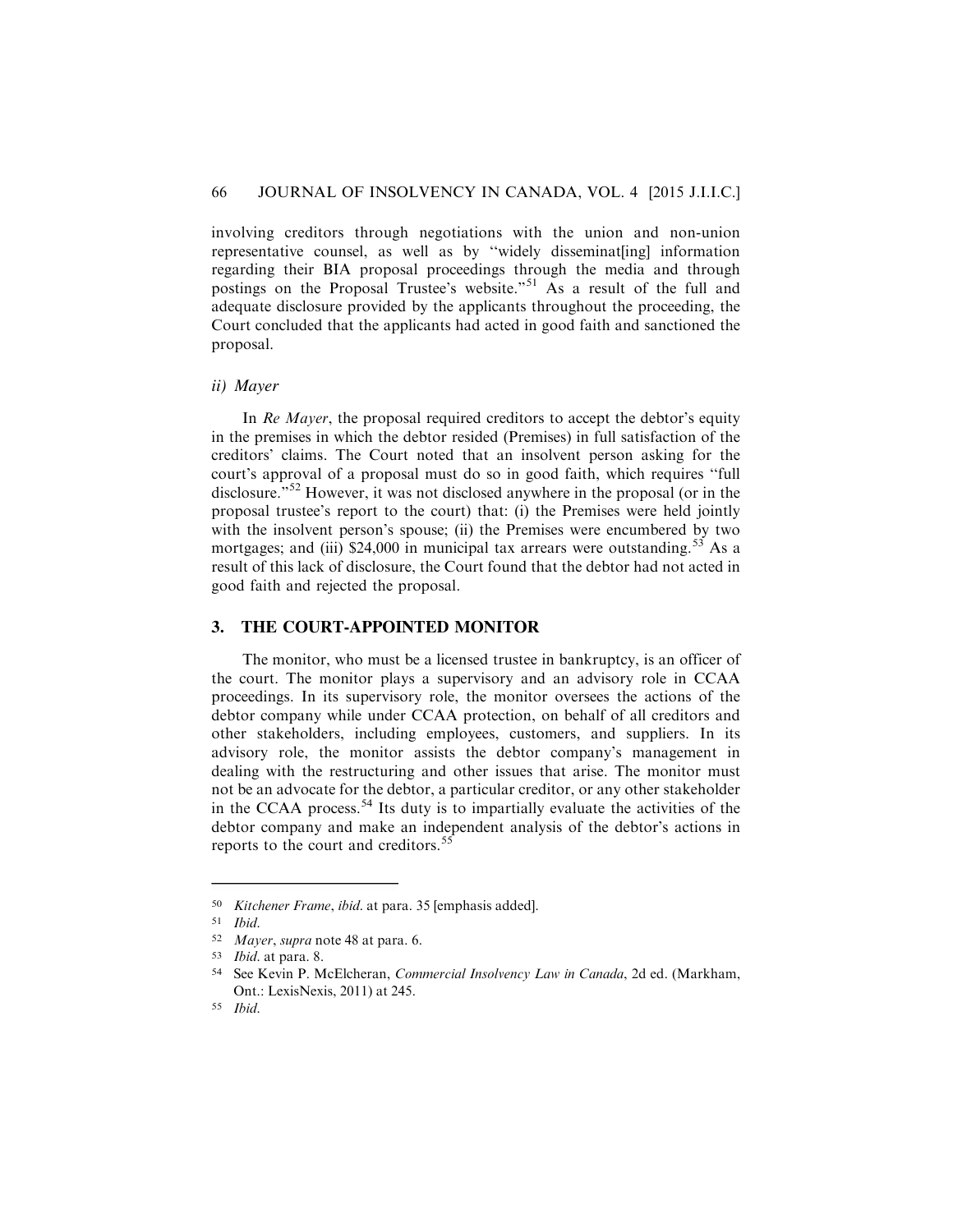involving creditors through negotiations with the union and non-union representative counsel, as well as by "widely disseminat[ing] information regarding their BIA proposal proceedings through the media and through postings on the Proposal Trustee's website."[51] As a result of the full and adequate disclosure provided by the applicants throughout the proceeding, the Court concluded that the applicants had acted in good faith and sanctioned the proposal.

### *ii) Mayer*

In *Re Mayer*, the proposal required creditors to accept the debtor's equity in the premises in which the debtor resided (Premises) in full satisfaction of the creditors' claims. The Court noted that an insolvent person asking for the court's approval of a proposal must do so in good faith, which requires "full disclosure."[52] However, it was not disclosed anywhere in the proposal (or in the proposal trustee's report to the court) that: (i) the Premises were held jointly with the insolvent person's spouse; (ii) the Premises were encumbered by two mortgages; and (iii) $24,000 in municipal tax arrears were outstanding.[53] As a result of this lack of disclosure, the Court found that the debtor had not acted in good faith and rejected the proposal.

## 3. THE COURT-APPOINTED MONITOR

The monitor, who must be a licensed trustee in bankruptcy, is an officer of the court. The monitor plays a supervisory and an advisory role in CCAA proceedings. In its supervisory role, the monitor oversees the actions of the debtor company while under CCAA protection, on behalf of all creditors and other stakeholders, including employees, customers, and suppliers. In its advisory role, the monitor assists the debtor company's management in dealing with the restructuring and other issues that arise. The monitor must not be an advocate for the debtor, a particular creditor, or any other stakeholder in the CCAA process.[54] Its duty is to impartially evaluate the activities of the debtor company and make an independent analysis of the debtor's actions in reports to the court and creditors.[55]

---

50 *Kitchener Frame*, *ibid.* at para. 35 [emphasis added].

51 *Ibid.*

52 *Mayer*, *supra* note 48 at para. 6.

53 *Ibid.* at para. 8.

54 See Kevin P. McElcheran, *Commercial Insolvency Law in Canada*, 2d ed. (Markham, Ont.: LexisNexis, 2011) at 245.

55 *Ibid.*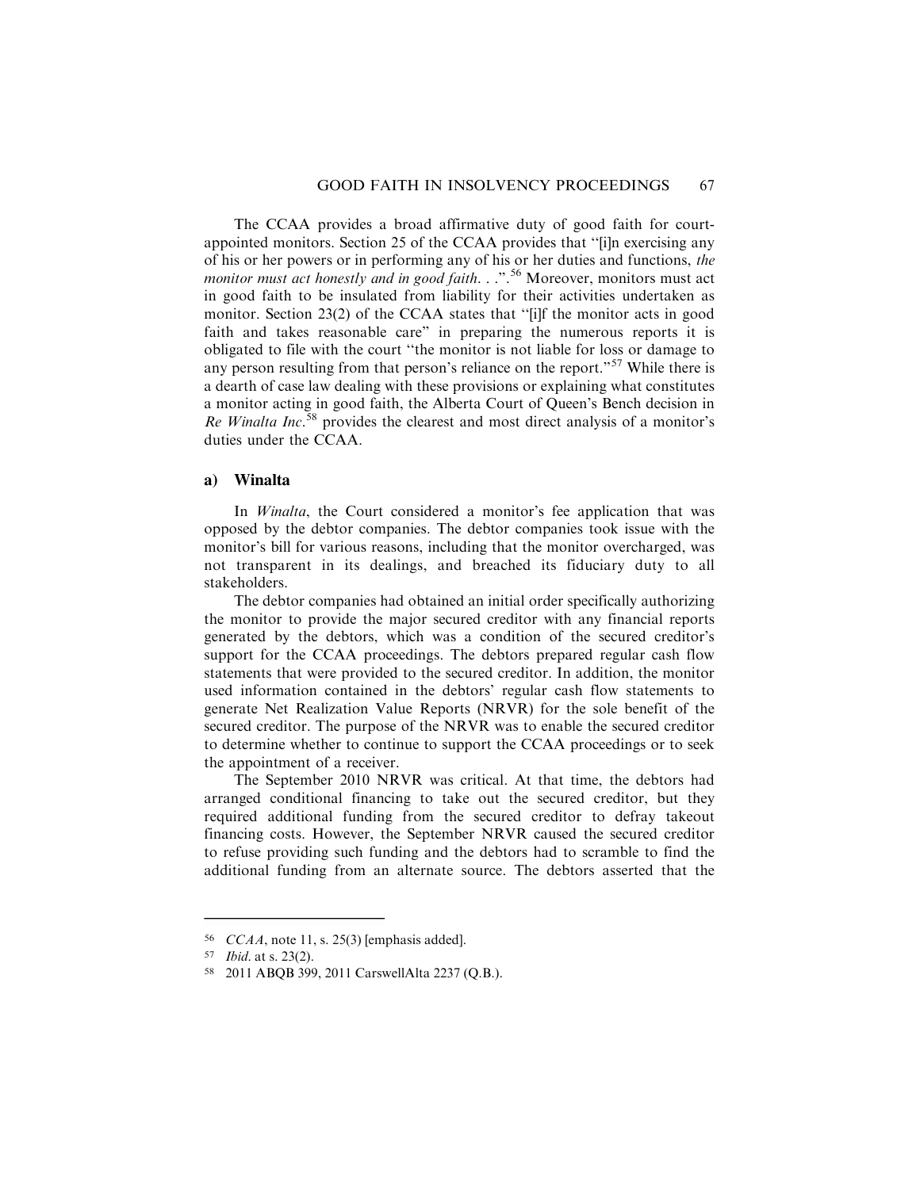The CCAA provides a broad affirmative duty of good faith for court-appointed monitors. Section 25 of the CCAA provides that "[i]n exercising any of his or her powers or in performing any of his or her duties and functions, *the monitor must act honestly and in good faith*. . .".[56] Moreover, monitors must act in good faith to be insulated from liability for their activities undertaken as monitor. Section 23(2) of the CCAA states that "[i]f the monitor acts in good faith and takes reasonable care" in preparing the numerous reports it is obligated to file with the court "the monitor is not liable for loss or damage to any person resulting from that person's reliance on the report."[57] While there is a dearth of case law dealing with these provisions or explaining what constitutes a monitor acting in good faith, the Alberta Court of Queen's Bench decision in *Re Winalta Inc*.[58] provides the clearest and most direct analysis of a monitor's duties under the CCAA.

### a) Winalta

In *Winalta*, the Court considered a monitor's fee application that was opposed by the debtor companies. The debtor companies took issue with the monitor's bill for various reasons, including that the monitor overcharged, was not transparent in its dealings, and breached its fiduciary duty to all stakeholders.

The debtor companies had obtained an initial order specifically authorizing the monitor to provide the major secured creditor with any financial reports generated by the debtors, which was a condition of the secured creditor's support for the CCAA proceedings. The debtors prepared regular cash flow statements that were provided to the secured creditor. In addition, the monitor used information contained in the debtors' regular cash flow statements to generate Net Realization Value Reports (NRVR) for the sole benefit of the secured creditor. The purpose of the NRVR was to enable the secured creditor to determine whether to continue to support the CCAA proceedings or to seek the appointment of a receiver.

The September 2010 NRVR was critical. At that time, the debtors had arranged conditional financing to take out the secured creditor, but they required additional funding from the secured creditor to defray takeout financing costs. However, the September NRVR caused the secured creditor to refuse providing such funding and the debtors had to scramble to find the additional funding from an alternate source. The debtors asserted that the

---

56 *CCAA*, note 11, s. 25(3) [emphasis added].

57 *Ibid*. at s. 23(2).

58 2011 ABQB 399, 2011 CarswellAlta 2237 (Q.B.).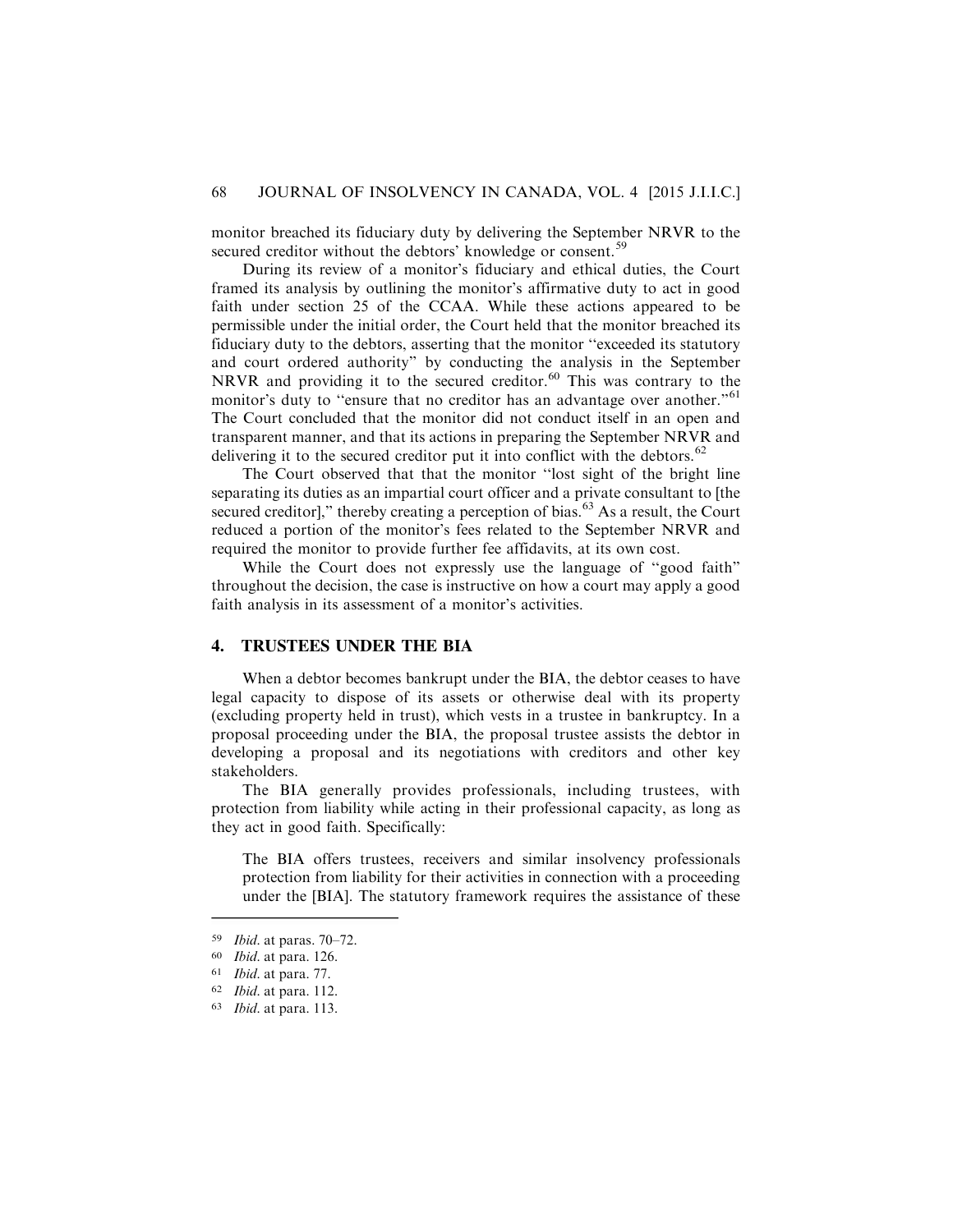monitor breached its fiduciary duty by delivering the September NRVR to the secured creditor without the debtors' knowledge or consent.[59]

During its review of a monitor's fiduciary and ethical duties, the Court framed its analysis by outlining the monitor's affirmative duty to act in good faith under section 25 of the CCAA. While these actions appeared to be permissible under the initial order, the Court held that the monitor breached its fiduciary duty to the debtors, asserting that the monitor "exceeded its statutory and court ordered authority" by conducting the analysis in the September NRVR and providing it to the secured creditor.[60] This was contrary to the monitor's duty to "ensure that no creditor has an advantage over another."[61] The Court concluded that the monitor did not conduct itself in an open and transparent manner, and that its actions in preparing the September NRVR and delivering it to the secured creditor put it into conflict with the debtors.[62]

The Court observed that that the monitor "lost sight of the bright line separating its duties as an impartial court officer and a private consultant to [the secured creditor]," thereby creating a perception of bias.[63] As a result, the Court reduced a portion of the monitor's fees related to the September NRVR and required the monitor to provide further fee affidavits, at its own cost.

While the Court does not expressly use the language of "good faith" throughout the decision, the case is instructive on how a court may apply a good faith analysis in its assessment of a monitor's activities.

## 4. TRUSTEES UNDER THE BIA

When a debtor becomes bankrupt under the BIA, the debtor ceases to have legal capacity to dispose of its assets or otherwise deal with its property (excluding property held in trust), which vests in a trustee in bankruptcy. In a proposal proceeding under the BIA, the proposal trustee assists the debtor in developing a proposal and its negotiations with creditors and other key stakeholders.

The BIA generally provides professionals, including trustees, with protection from liability while acting in their professional capacity, as long as they act in good faith. Specifically:

> The BIA offers trustees, receivers and similar insolvency professionals protection from liability for their activities in connection with a proceeding under the [BIA]. The statutory framework requires the assistance of these

---

59 *Ibid.* at paras. 70–72.

60 *Ibid.* at para. 126.

61 *Ibid.* at para. 77.

62 *Ibid.* at para. 112.

63 *Ibid.* at para. 113.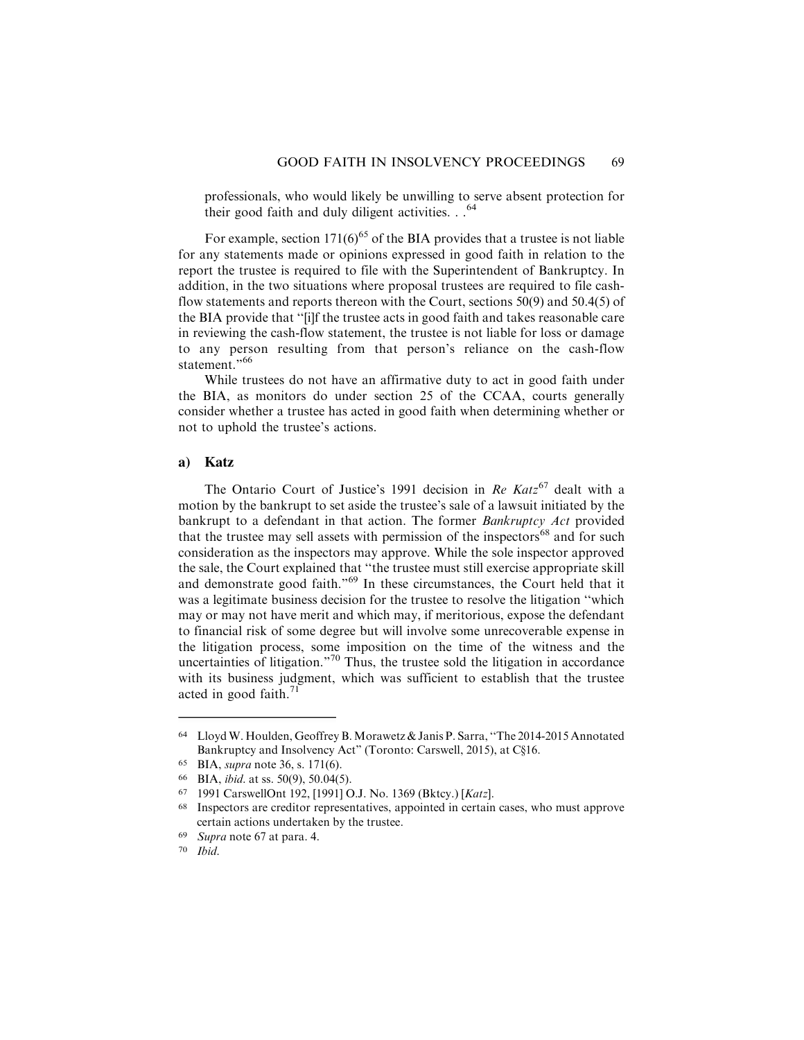professionals, who would likely be unwilling to serve absent protection for their good faith and duly diligent activities. . .[64]

For example, section 171(6)[65] of the BIA provides that a trustee is not liable for any statements made or opinions expressed in good faith in relation to the report the trustee is required to file with the Superintendent of Bankruptcy. In addition, in the two situations where proposal trustees are required to file cash-flow statements and reports thereon with the Court, sections 50(9) and 50.4(5) of the BIA provide that "[i]f the trustee acts in good faith and takes reasonable care in reviewing the cash-flow statement, the trustee is not liable for loss or damage to any person resulting from that person's reliance on the cash-flow statement."[66]

While trustees do not have an affirmative duty to act in good faith under the BIA, as monitors do under section 25 of the CCAA, courts generally consider whether a trustee has acted in good faith when determining whether or not to uphold the trustee's actions.

### a) Katz

The Ontario Court of Justice's 1991 decision in *Re Katz*[67] dealt with a motion by the bankrupt to set aside the trustee's sale of a lawsuit initiated by the bankrupt to a defendant in that action. The former *Bankruptcy Act* provided that the trustee may sell assets with permission of the inspectors[68] and for such consideration as the inspectors may approve. While the sole inspector approved the sale, the Court explained that "the trustee must still exercise appropriate skill and demonstrate good faith."[69] In these circumstances, the Court held that it was a legitimate business decision for the trustee to resolve the litigation "which may or may not have merit and which may, if meritorious, expose the defendant to financial risk of some degree but will involve some unrecoverable expense in the litigation process, some imposition on the time of the witness and the uncertainties of litigation."[70] Thus, the trustee sold the litigation in accordance with its business judgment, which was sufficient to establish that the trustee acted in good faith.[71]

---

64 Lloyd W. Houlden, Geoffrey B. Morawetz & Janis P. Sarra, "The 2014-2015 Annotated Bankruptcy and Insolvency Act" (Toronto: Carswell, 2015), at C§16.

65 BIA, *supra* note 36, s. 171(6).

66 BIA, *ibid*. at ss. 50(9), 50.04(5).

67 1991 CarswellOnt 192, [1991] O.J. No. 1369 (Bktcy.) [*Katz*].

68 Inspectors are creditor representatives, appointed in certain cases, who must approve certain actions undertaken by the trustee.

69 *Supra* note 67 at para. 4.

70 *Ibid*.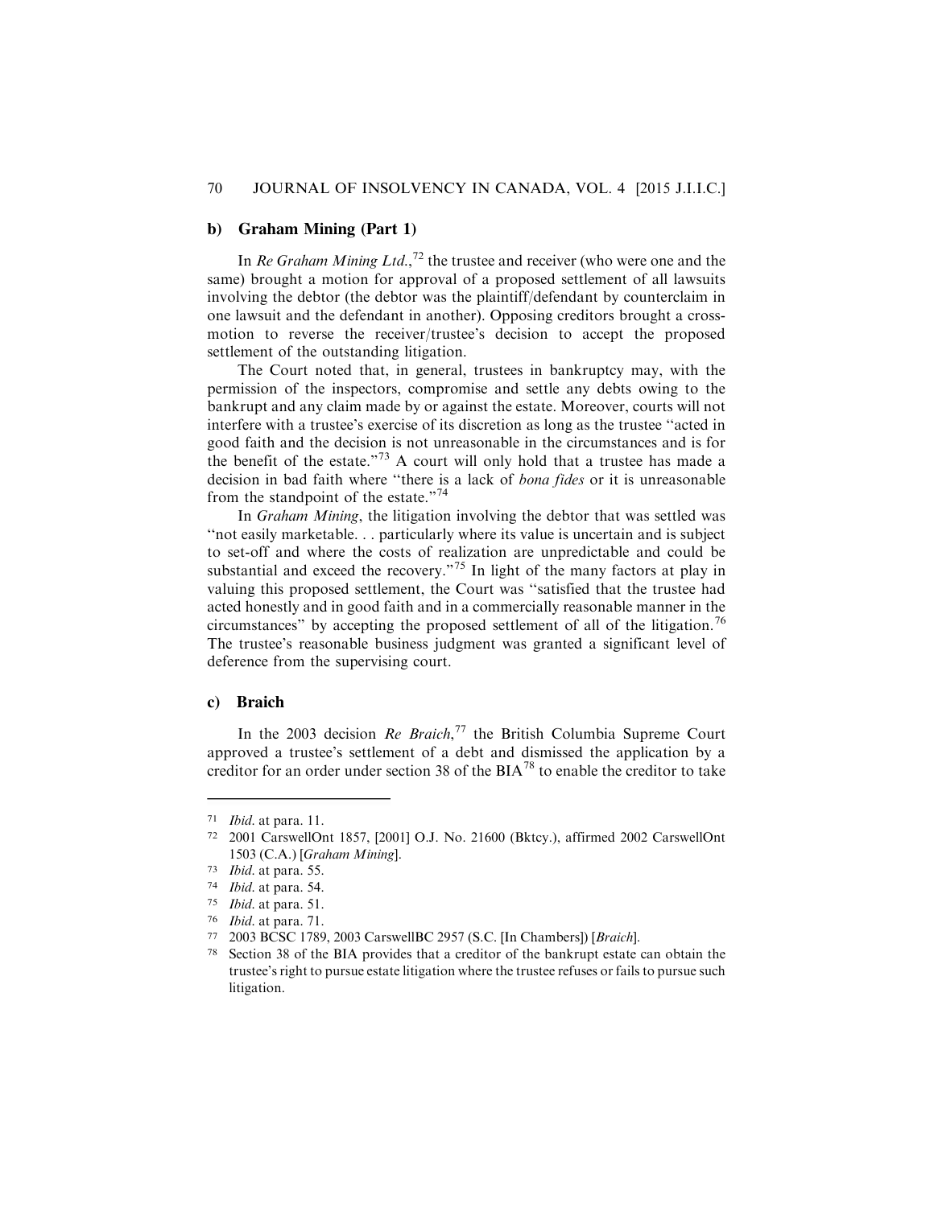### b) Graham Mining (Part 1)

In *Re Graham Mining Ltd.*,[72] the trustee and receiver (who were one and the same) brought a motion for approval of a proposed settlement of all lawsuits involving the debtor (the debtor was the plaintiff/defendant by counterclaim in one lawsuit and the defendant in another). Opposing creditors brought a cross-motion to reverse the receiver/trustee's decision to accept the proposed settlement of the outstanding litigation.

The Court noted that, in general, trustees in bankruptcy may, with the permission of the inspectors, compromise and settle any debts owing to the bankrupt and any claim made by or against the estate. Moreover, courts will not interfere with a trustee's exercise of its discretion as long as the trustee "acted in good faith and the decision is not unreasonable in the circumstances and is for the benefit of the estate."[73] A court will only hold that a trustee has made a decision in bad faith where "there is a lack of *bona fides* or it is unreasonable from the standpoint of the estate."[74]

In *Graham Mining*, the litigation involving the debtor that was settled was "not easily marketable. . . particularly where its value is uncertain and is subject to set-off and where the costs of realization are unpredictable and could be substantial and exceed the recovery."[75] In light of the many factors at play in valuing this proposed settlement, the Court was "satisfied that the trustee had acted honestly and in good faith and in a commercially reasonable manner in the circumstances" by accepting the proposed settlement of all of the litigation.[76] The trustee's reasonable business judgment was granted a significant level of deference from the supervising court.

### c) Braich

In the 2003 decision *Re Braich*,[77] the British Columbia Supreme Court approved a trustee's settlement of a debt and dismissed the application by a creditor for an order under section 38 of the BIA[78] to enable the creditor to take

---

71 *Ibid.* at para. 11.

72 2001 CarswellOnt 1857, [2001] O.J. No. 21600 (Bktcy.), affirmed 2002 CarswellOnt 1503 (C.A.) [*Graham Mining*].

73 *Ibid.* at para. 55.

74 *Ibid.* at para. 54.

75 *Ibid.* at para. 51.

76 *Ibid.* at para. 71.

77 2003 BCSC 1789, 2003 CarswellBC 2957 (S.C. [In Chambers]) [*Braich*].

78 Section 38 of the BIA provides that a creditor of the bankrupt estate can obtain the trustee's right to pursue estate litigation where the trustee refuses or fails to pursue such litigation.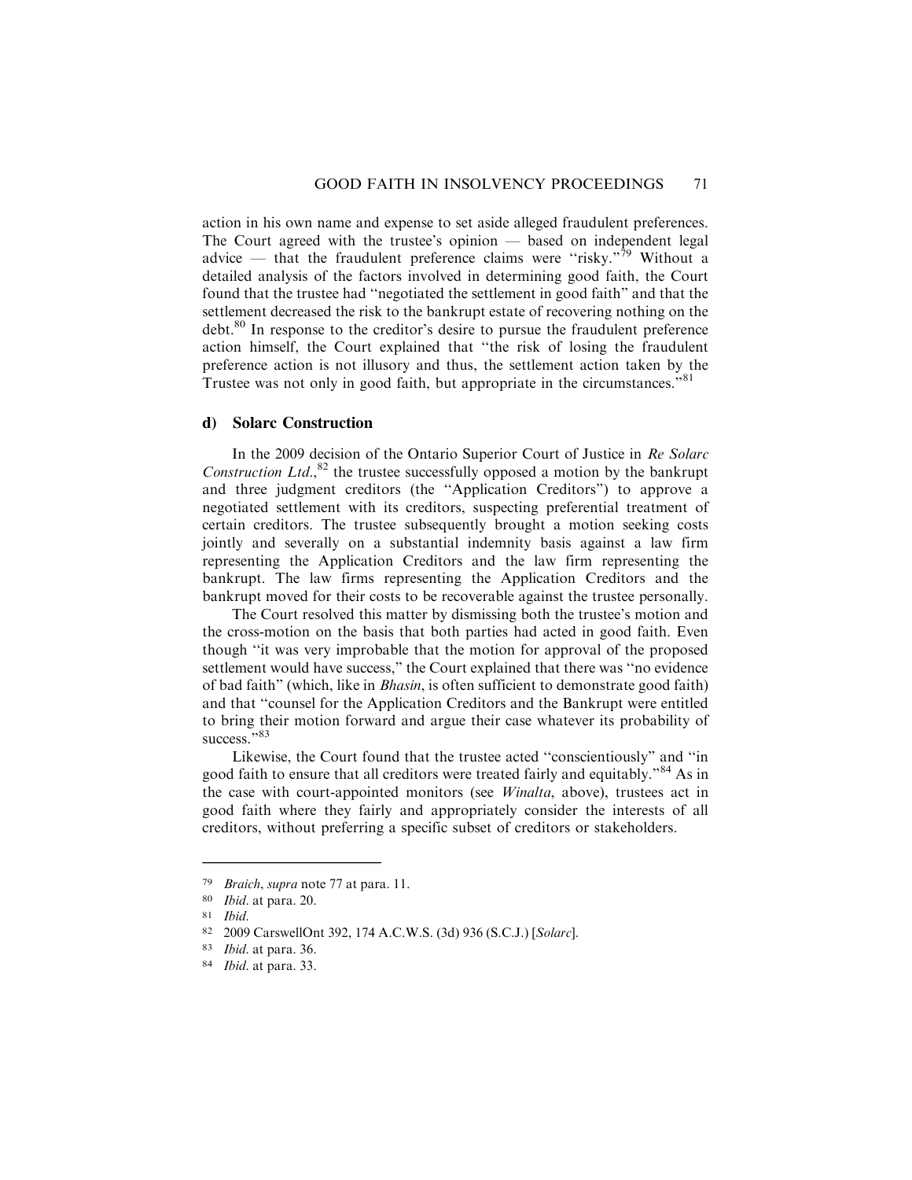action in his own name and expense to set aside alleged fraudulent preferences. The Court agreed with the trustee's opinion — based on independent legal advice — that the fraudulent preference claims were "risky."[79] Without a detailed analysis of the factors involved in determining good faith, the Court found that the trustee had "negotiated the settlement in good faith" and that the settlement decreased the risk to the bankrupt estate of recovering nothing on the debt.[80] In response to the creditor's desire to pursue the fraudulent preference action himself, the Court explained that "the risk of losing the fraudulent preference action is not illusory and thus, the settlement action taken by the Trustee was not only in good faith, but appropriate in the circumstances."[81]

### d) Solarc Construction

In the 2009 decision of the Ontario Superior Court of Justice in *Re Solarc Construction Ltd.*,[82] the trustee successfully opposed a motion by the bankrupt and three judgment creditors (the "Application Creditors") to approve a negotiated settlement with its creditors, suspecting preferential treatment of certain creditors. The trustee subsequently brought a motion seeking costs jointly and severally on a substantial indemnity basis against a law firm representing the Application Creditors and the law firm representing the bankrupt. The law firms representing the Application Creditors and the bankrupt moved for their costs to be recoverable against the trustee personally.

The Court resolved this matter by dismissing both the trustee's motion and the cross-motion on the basis that both parties had acted in good faith. Even though "it was very improbable that the motion for approval of the proposed settlement would have success," the Court explained that there was "no evidence of bad faith" (which, like in *Bhasin*, is often sufficient to demonstrate good faith) and that "counsel for the Application Creditors and the Bankrupt were entitled to bring their motion forward and argue their case whatever its probability of success."[83]

Likewise, the Court found that the trustee acted "conscientiously" and "in good faith to ensure that all creditors were treated fairly and equitably."[84] As in the case with court-appointed monitors (see *Winalta*, above), trustees act in good faith where they fairly and appropriately consider the interests of all creditors, without preferring a specific subset of creditors or stakeholders.

---

[79] *Braich*, *supra* note 77 at para. 11.

[80] *Ibid.* at para. 20.

[81] *Ibid.*

[82] 2009 CarswellOnt 392, 174 A.C.W.S. (3d) 936 (S.C.J.) [*Solarc*].

[83] *Ibid.* at para. 36.

[84] *Ibid.* at para. 33.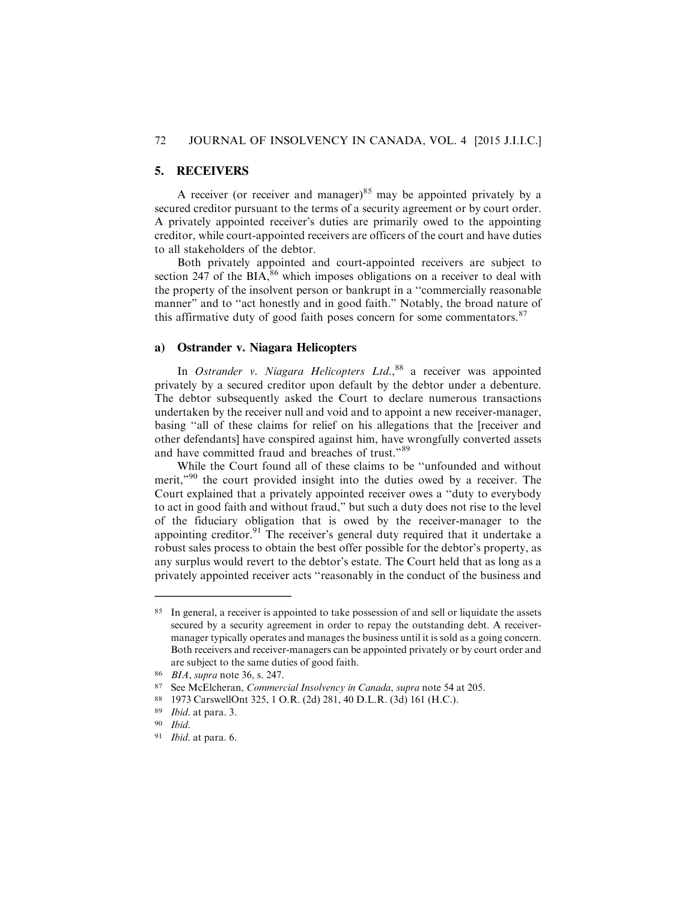## 5. RECEIVERS

A receiver (or receiver and manager)[85] may be appointed privately by a secured creditor pursuant to the terms of a security agreement or by court order. A privately appointed receiver's duties are primarily owed to the appointing creditor, while court-appointed receivers are officers of the court and have duties to all stakeholders of the debtor.

Both privately appointed and court-appointed receivers are subject to section 247 of the BIA,[86] which imposes obligations on a receiver to deal with the property of the insolvent person or bankrupt in a "commercially reasonable manner" and to "act honestly and in good faith." Notably, the broad nature of this affirmative duty of good faith poses concern for some commentators.[87]

### a) Ostrander v. Niagara Helicopters

In *Ostrander v. Niagara Helicopters Ltd.*,[88] a receiver was appointed privately by a secured creditor upon default by the debtor under a debenture. The debtor subsequently asked the Court to declare numerous transactions undertaken by the receiver null and void and to appoint a new receiver-manager, basing "all of these claims for relief on his allegations that the [receiver and other defendants] have conspired against him, have wrongfully converted assets and have committed fraud and breaches of trust."[89]

While the Court found all of these claims to be "unfounded and without merit,"[90] the court provided insight into the duties owed by a receiver. The Court explained that a privately appointed receiver owes a "duty to everybody to act in good faith and without fraud," but such a duty does not rise to the level of the fiduciary obligation that is owed by the receiver-manager to the appointing creditor.[91] The receiver's general duty required that it undertake a robust sales process to obtain the best offer possible for the debtor's property, as any surplus would revert to the debtor's estate. The Court held that as long as a privately appointed receiver acts "reasonably in the conduct of the business and

---

[85] In general, a receiver is appointed to take possession of and sell or liquidate the assets secured by a security agreement in order to repay the outstanding debt. A receiver-manager typically operates and manages the business until it is sold as a going concern. Both receivers and receiver-managers can be appointed privately or by court order and are subject to the same duties of good faith.

[86] *BIA*, *supra* note 36, s. 247.

[87] See McElcheran, *Commercial Insolvency in Canada*, *supra* note 54 at 205.

[88] 1973 CarswellOnt 325, 1 O.R. (2d) 281, 40 D.L.R. (3d) 161 (H.C.).

[89] *Ibid.* at para. 3.

[90] *Ibid.*

[91] *Ibid.* at para. 6.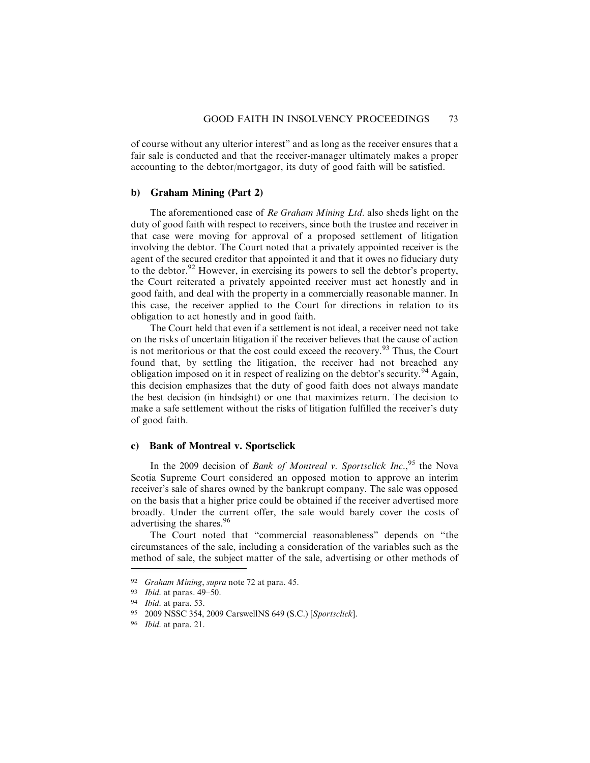of course without any ulterior interest" and as long as the receiver ensures that a fair sale is conducted and that the receiver-manager ultimately makes a proper accounting to the debtor/mortgagor, its duty of good faith will be satisfied.

### b) Graham Mining (Part 2)

The aforementioned case of *Re Graham Mining Ltd.* also sheds light on the duty of good faith with respect to receivers, since both the trustee and receiver in that case were moving for approval of a proposed settlement of litigation involving the debtor. The Court noted that a privately appointed receiver is the agent of the secured creditor that appointed it and that it owes no fiduciary duty to the debtor.[92] However, in exercising its powers to sell the debtor's property, the Court reiterated a privately appointed receiver must act honestly and in good faith, and deal with the property in a commercially reasonable manner. In this case, the receiver applied to the Court for directions in relation to its obligation to act honestly and in good faith.

The Court held that even if a settlement is not ideal, a receiver need not take on the risks of uncertain litigation if the receiver believes that the cause of action is not meritorious or that the cost could exceed the recovery.[93] Thus, the Court found that, by settling the litigation, the receiver had not breached any obligation imposed on it in respect of realizing on the debtor's security.[94] Again, this decision emphasizes that the duty of good faith does not always mandate the best decision (in hindsight) or one that maximizes return. The decision to make a safe settlement without the risks of litigation fulfilled the receiver's duty of good faith.

### c) Bank of Montreal v. Sportsclick

In the 2009 decision of *Bank of Montreal v. Sportsclick Inc.*,[95] the Nova Scotia Supreme Court considered an opposed motion to approve an interim receiver's sale of shares owned by the bankrupt company. The sale was opposed on the basis that a higher price could be obtained if the receiver advertised more broadly. Under the current offer, the sale would barely cover the costs of advertising the shares.[96]

The Court noted that "commercial reasonableness" depends on "the circumstances of the sale, including a consideration of the variables such as the method of sale, the subject matter of the sale, advertising or other methods of

---

92 *Graham Mining*, *supra* note 72 at para. 45.

93 *Ibid.* at paras. 49–50.

94 *Ibid.* at para. 53.

95 2009 NSSC 354, 2009 CarswellNS 649 (S.C.) [*Sportsclick*].

96 *Ibid.* at para. 21.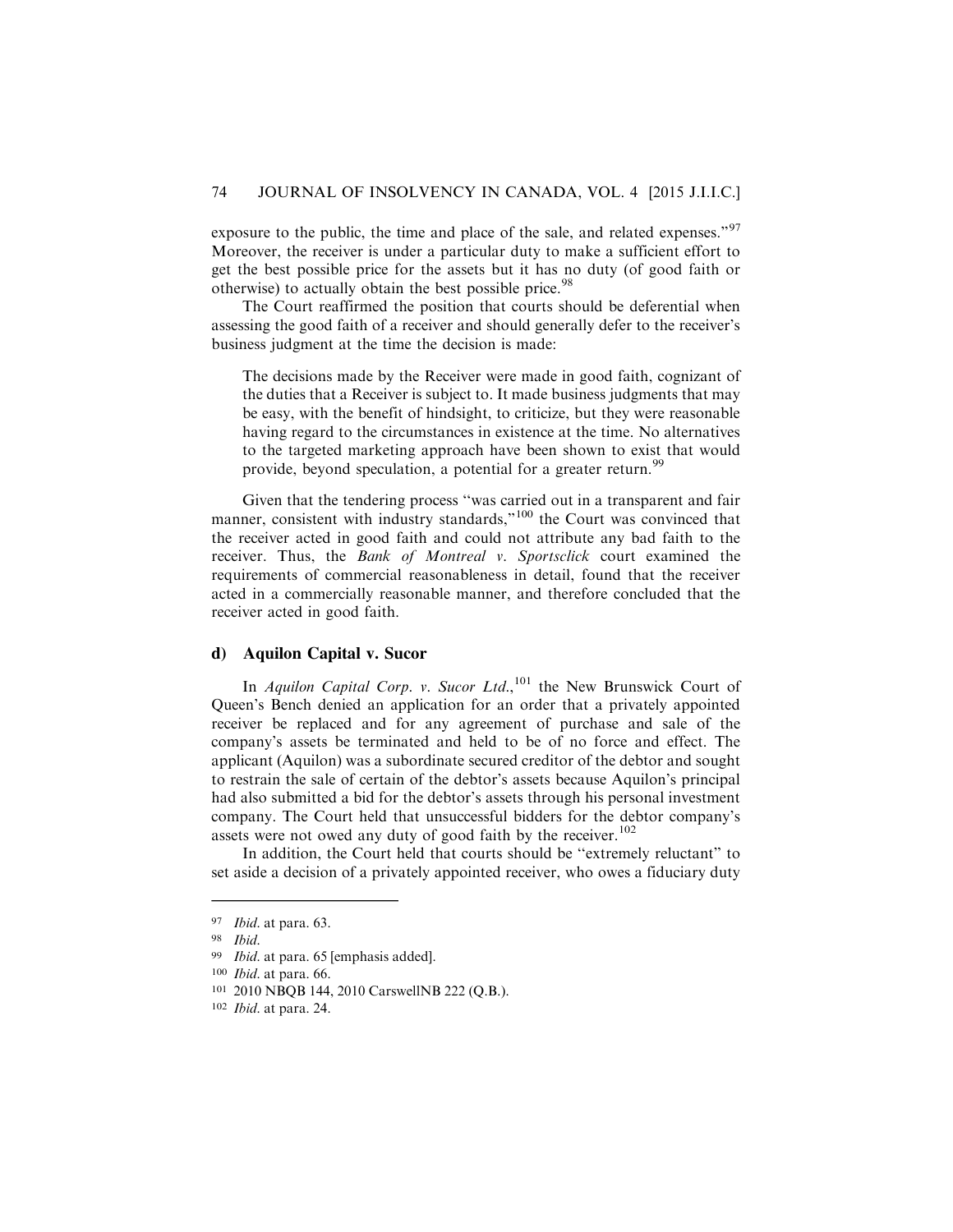exposure to the public, the time and place of the sale, and related expenses."[97] Moreover, the receiver is under a particular duty to make a sufficient effort to get the best possible price for the assets but it has no duty (of good faith or otherwise) to actually obtain the best possible price.[98]

The Court reaffirmed the position that courts should be deferential when assessing the good faith of a receiver and should generally defer to the receiver's business judgment at the time the decision is made:

> The decisions made by the Receiver were made in good faith, cognizant of the duties that a Receiver is subject to. It made business judgments that may be easy, with the benefit of hindsight, to criticize, but they were reasonable having regard to the circumstances in existence at the time. No alternatives to the targeted marketing approach have been shown to exist that would provide, beyond speculation, a potential for a greater return.[99]

Given that the tendering process "was carried out in a transparent and fair manner, consistent with industry standards,"[100] the Court was convinced that the receiver acted in good faith and could not attribute any bad faith to the receiver. Thus, the *Bank of Montreal v. Sportsclick* court examined the requirements of commercial reasonableness in detail, found that the receiver acted in a commercially reasonable manner, and therefore concluded that the receiver acted in good faith.

### d) Aquilon Capital v. Sucor

In *Aquilon Capital Corp. v. Sucor Ltd.*,[101] the New Brunswick Court of Queen's Bench denied an application for an order that a privately appointed receiver be replaced and for any agreement of purchase and sale of the company's assets be terminated and held to be of no force and effect. The applicant (Aquilon) was a subordinate secured creditor of the debtor and sought to restrain the sale of certain of the debtor's assets because Aquilon's principal had also submitted a bid for the debtor's assets through his personal investment company. The Court held that unsuccessful bidders for the debtor company's assets were not owed any duty of good faith by the receiver.[102]

In addition, the Court held that courts should be "extremely reluctant" to set aside a decision of a privately appointed receiver, who owes a fiduciary duty

---

97 *Ibid.* at para. 63.

98 *Ibid.*

99 *Ibid.* at para. 65 [emphasis added].

100 *Ibid.* at para. 66.

101 2010 NBQB 144, 2010 CarswellNB 222 (Q.B.).

102 *Ibid.* at para. 24.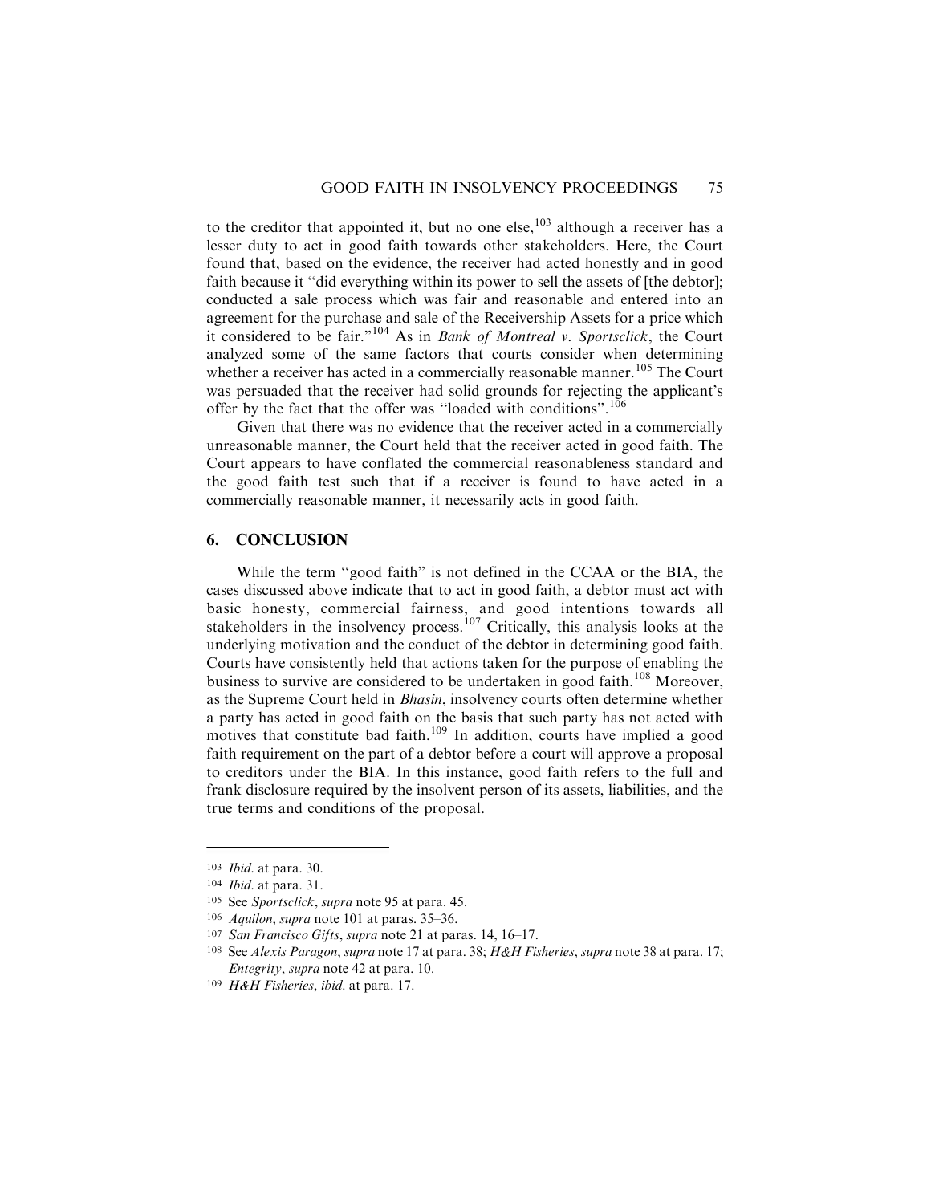to the creditor that appointed it, but no one else,[103] although a receiver has a lesser duty to act in good faith towards other stakeholders. Here, the Court found that, based on the evidence, the receiver had acted honestly and in good faith because it "did everything within its power to sell the assets of [the debtor]; conducted a sale process which was fair and reasonable and entered into an agreement for the purchase and sale of the Receivership Assets for a price which it considered to be fair."[104] As in *Bank of Montreal v. Sportsclick*, the Court analyzed some of the same factors that courts consider when determining whether a receiver has acted in a commercially reasonable manner.[105] The Court was persuaded that the receiver had solid grounds for rejecting the applicant's offer by the fact that the offer was "loaded with conditions".[106]

Given that there was no evidence that the receiver acted in a commercially unreasonable manner, the Court held that the receiver acted in good faith. The Court appears to have conflated the commercial reasonableness standard and the good faith test such that if a receiver is found to have acted in a commercially reasonable manner, it necessarily acts in good faith.

## 6. CONCLUSION

While the term "good faith" is not defined in the CCAA or the BIA, the cases discussed above indicate that to act in good faith, a debtor must act with basic honesty, commercial fairness, and good intentions towards all stakeholders in the insolvency process.[107] Critically, this analysis looks at the underlying motivation and the conduct of the debtor in determining good faith. Courts have consistently held that actions taken for the purpose of enabling the business to survive are considered to be undertaken in good faith.[108] Moreover, as the Supreme Court held in *Bhasin*, insolvency courts often determine whether a party has acted in good faith on the basis that such party has not acted with motives that constitute bad faith.[109] In addition, courts have implied a good faith requirement on the part of a debtor before a court will approve a proposal to creditors under the BIA. In this instance, good faith refers to the full and frank disclosure required by the insolvent person of its assets, liabilities, and the true terms and conditions of the proposal.

---

[103] *Ibid.* at para. 30.

[104] *Ibid.* at para. 31.

[105] See *Sportsclick*, *supra* note 95 at para. 45.

[106] *Aquilon*, *supra* note 101 at paras. 35–36.

[107] *San Francisco Gifts*, *supra* note 21 at paras. 14, 16–17.

[108] See *Alexis Paragon*, *supra* note 17 at para. 38; *H&H Fisheries*, *supra* note 38 at para. 17; *Entegrity*, *supra* note 42 at para. 10.

[109] *H&H Fisheries*, *ibid.* at para. 17.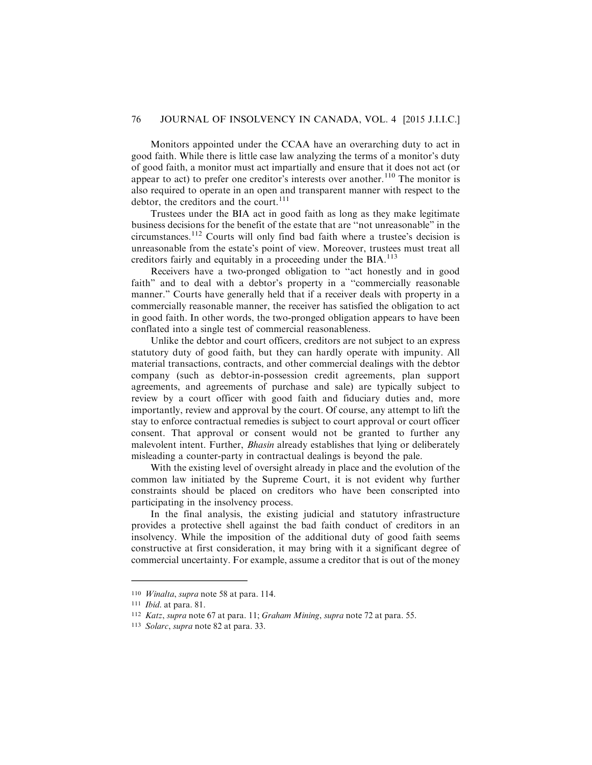Monitors appointed under the CCAA have an overarching duty to act in good faith. While there is little case law analyzing the terms of a monitor's duty of good faith, a monitor must act impartially and ensure that it does not act (or appear to act) to prefer one creditor's interests over another.[110] The monitor is also required to operate in an open and transparent manner with respect to the debtor, the creditors and the court.[111]

Trustees under the BIA act in good faith as long as they make legitimate business decisions for the benefit of the estate that are "not unreasonable" in the circumstances.[112] Courts will only find bad faith where a trustee's decision is unreasonable from the estate's point of view. Moreover, trustees must treat all creditors fairly and equitably in a proceeding under the BIA.[113]

Receivers have a two-pronged obligation to "act honestly and in good faith" and to deal with a debtor's property in a "commercially reasonable manner." Courts have generally held that if a receiver deals with property in a commercially reasonable manner, the receiver has satisfied the obligation to act in good faith. In other words, the two-pronged obligation appears to have been conflated into a single test of commercial reasonableness.

Unlike the debtor and court officers, creditors are not subject to an express statutory duty of good faith, but they can hardly operate with impunity. All material transactions, contracts, and other commercial dealings with the debtor company (such as debtor-in-possession credit agreements, plan support agreements, and agreements of purchase and sale) are typically subject to review by a court officer with good faith and fiduciary duties and, more importantly, review and approval by the court. Of course, any attempt to lift the stay to enforce contractual remedies is subject to court approval or court officer consent. That approval or consent would not be granted to further any malevolent intent. Further, *Bhasin* already establishes that lying or deliberately misleading a counter-party in contractual dealings is beyond the pale.

With the existing level of oversight already in place and the evolution of the common law initiated by the Supreme Court, it is not evident why further constraints should be placed on creditors who have been conscripted into participating in the insolvency process.

In the final analysis, the existing judicial and statutory infrastructure provides a protective shell against the bad faith conduct of creditors in an insolvency. While the imposition of the additional duty of good faith seems constructive at first consideration, it may bring with it a significant degree of commercial uncertainty. For example, assume a creditor that is out of the money

---

[110] *Winalta*, *supra* note 58 at para. 114.

[111] *Ibid.* at para. 81.

[112] *Katz*, *supra* note 67 at para. 11; *Graham Mining*, *supra* note 72 at para. 55.

[113] *Solarc*, *supra* note 82 at para. 33.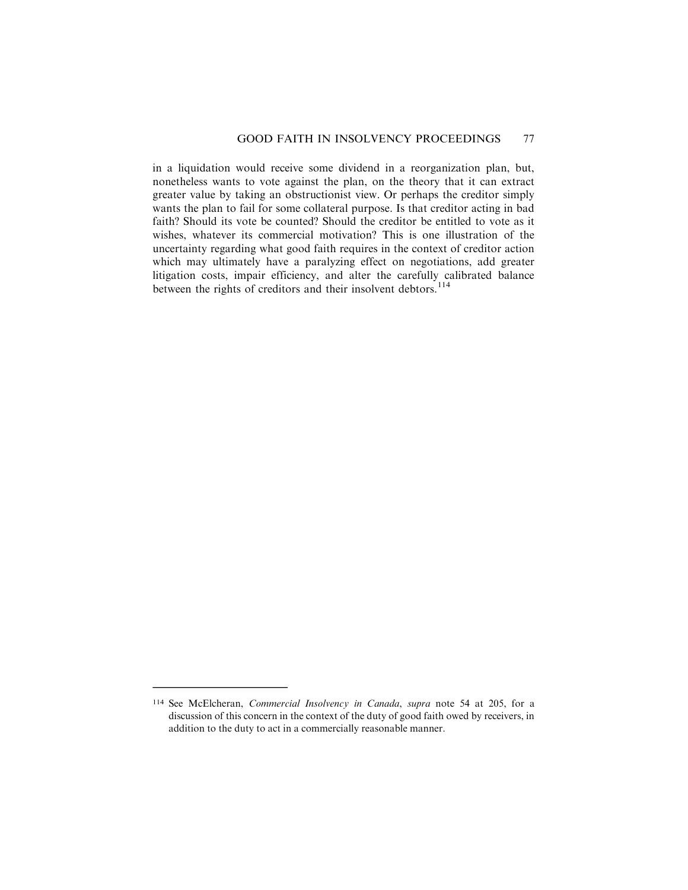in a liquidation would receive some dividend in a reorganization plan, but, nonetheless wants to vote against the plan, on the theory that it can extract greater value by taking an obstructionist view. Or perhaps the creditor simply wants the plan to fail for some collateral purpose. Is that creditor acting in bad faith? Should its vote be counted? Should the creditor be entitled to vote as it wishes, whatever its commercial motivation? This is one illustration of the uncertainty regarding what good faith requires in the context of creditor action which may ultimately have a paralyzing effect on negotiations, add greater litigation costs, impair efficiency, and alter the carefully calibrated balance between the rights of creditors and their insolvent debtors.[114]

---

[114] See McElcheran, *Commercial Insolvency in Canada*, *supra* note 54 at 205, for a discussion of this concern in the context of the duty of good faith owed by receivers, in addition to the duty to act in a commercially reasonable manner.